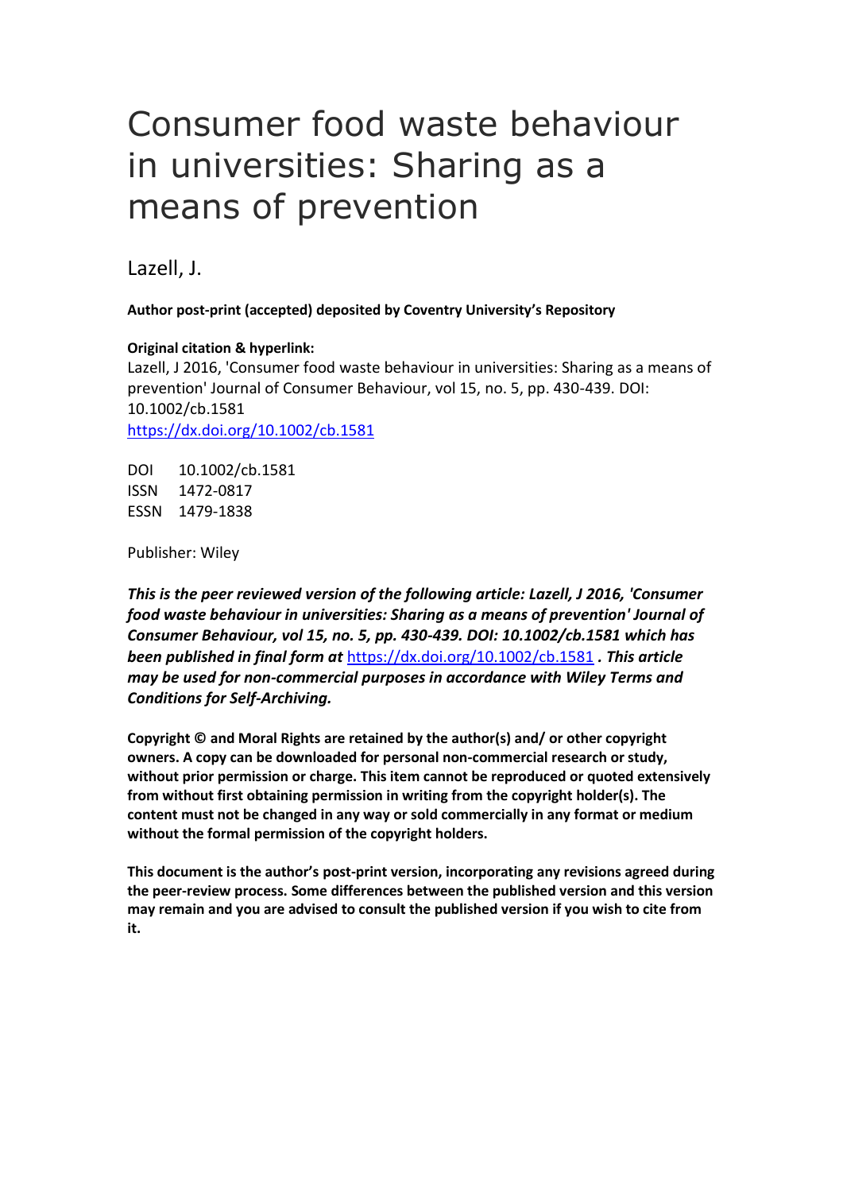# Consumer food waste behaviour in universities: Sharing as a means of prevention

Lazell, J.

**Author post-print (accepted) deposited by Coventry University's Repository**

**Original citation & hyperlink:**

Lazell, J 2016, 'Consumer food waste behaviour in universities: Sharing as a means of prevention' Journal of Consumer Behaviour, vol 15, no. 5, pp. 430-439. DOI: 10.1002/cb.1581

https://dx.doi.org/10.1002/cb.1581

DOI 10.1002/cb.1581
ISSN 1472-0817
ESSN 1479-1838

Publisher: Wiley

***This is the peer reviewed version of the following article: Lazell, J 2016, 'Consumer food waste behaviour in universities: Sharing as a means of prevention' Journal of Consumer Behaviour, vol 15, no. 5, pp. 430-439. DOI: 10.1002/cb.1581 which has been published in final form at*** https://dx.doi.org/10.1002/cb.1581 ***. This article may be used for non-commercial purposes in accordance with Wiley Terms and Conditions for Self-Archiving.***

**Copyright © and Moral Rights are retained by the author(s) and/ or other copyright owners. A copy can be downloaded for personal non-commercial research or study, without prior permission or charge. This item cannot be reproduced or quoted extensively from without first obtaining permission in writing from the copyright holder(s). The content must not be changed in any way or sold commercially in any format or medium without the formal permission of the copyright holders.**

**This document is the author's post-print version, incorporating any revisions agreed during the peer-review process. Some differences between the published version and this version may remain and you are advised to consult the published version if you wish to cite from it.**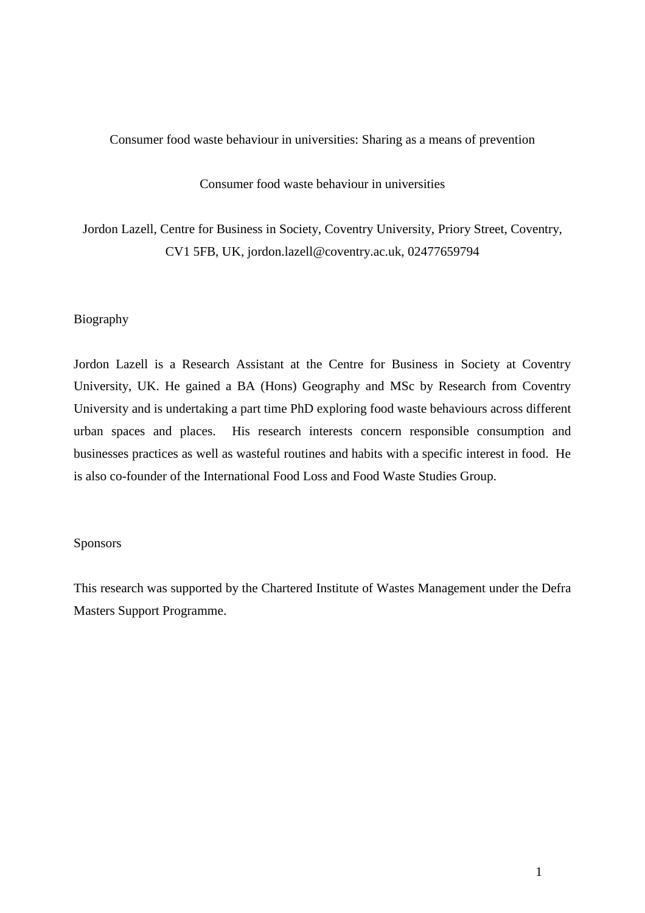# Consumer food waste behaviour in universities: Sharing as a means of prevention

Consumer food waste behaviour in universities

Jordon Lazell, Centre for Business in Society, Coventry University, Priory Street, Coventry, CV1 5FB, UK, jordon.lazell@coventry.ac.uk, 02477659794

## Biography

Jordon Lazell is a Research Assistant at the Centre for Business in Society at Coventry University, UK. He gained a BA (Hons) Geography and MSc by Research from Coventry University and is undertaking a part time PhD exploring food waste behaviours across different urban spaces and places. His research interests concern responsible consumption and businesses practices as well as wasteful routines and habits with a specific interest in food. He is also co-founder of the International Food Loss and Food Waste Studies Group.

## Sponsors

This research was supported by the Chartered Institute of Wastes Management under the Defra Masters Support Programme.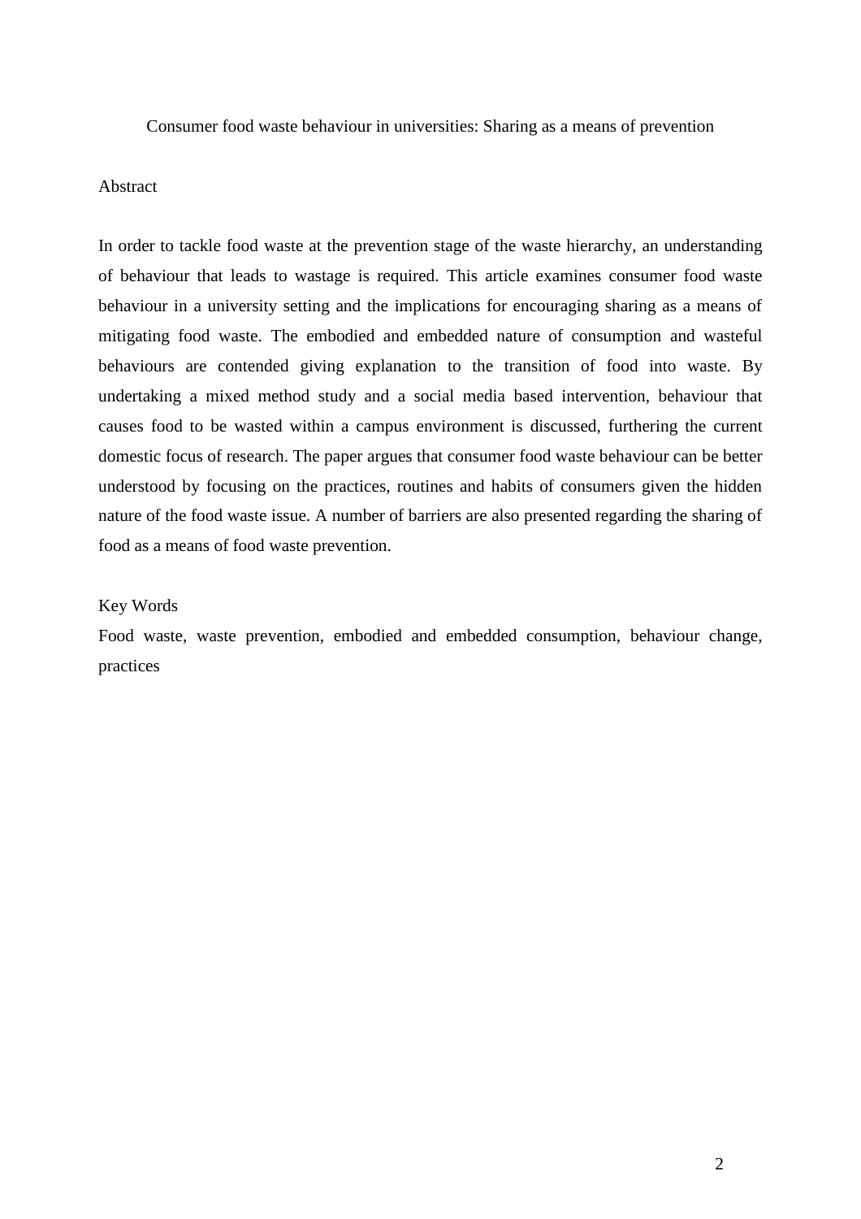# Consumer food waste behaviour in universities: Sharing as a means of prevention

## Abstract

In order to tackle food waste at the prevention stage of the waste hierarchy, an understanding of behaviour that leads to wastage is required. This article examines consumer food waste behaviour in a university setting and the implications for encouraging sharing as a means of mitigating food waste. The embodied and embedded nature of consumption and wasteful behaviours are contended giving explanation to the transition of food into waste. By undertaking a mixed method study and a social media based intervention, behaviour that causes food to be wasted within a campus environment is discussed, furthering the current domestic focus of research. The paper argues that consumer food waste behaviour can be better understood by focusing on the practices, routines and habits of consumers given the hidden nature of the food waste issue. A number of barriers are also presented regarding the sharing of food as a means of food waste prevention.

## Key Words

Food waste, waste prevention, embodied and embedded consumption, behaviour change, practices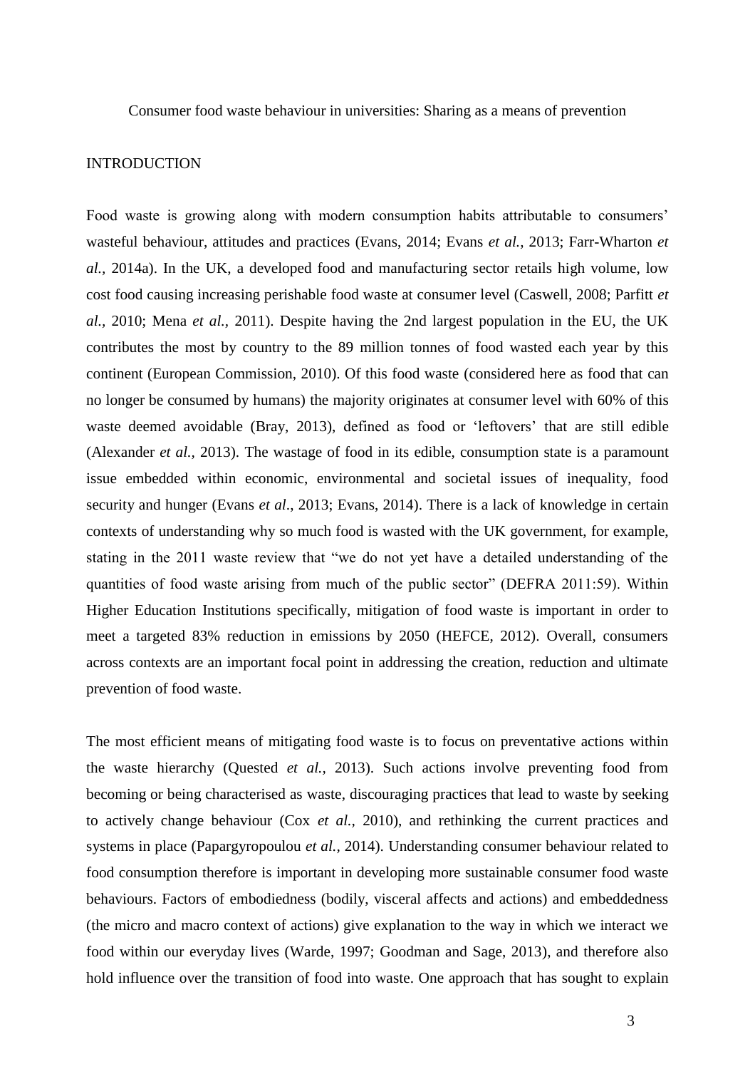Consumer food waste behaviour in universities: Sharing as a means of prevention

## INTRODUCTION

Food waste is growing along with modern consumption habits attributable to consumers' wasteful behaviour, attitudes and practices (Evans, 2014; Evans *et al.,* 2013; Farr-Wharton *et al.,* 2014a). In the UK, a developed food and manufacturing sector retails high volume, low cost food causing increasing perishable food waste at consumer level (Caswell, 2008; Parfitt *et al.,* 2010; Mena *et al.,* 2011). Despite having the 2nd largest population in the EU, the UK contributes the most by country to the 89 million tonnes of food wasted each year by this continent (European Commission, 2010). Of this food waste (considered here as food that can no longer be consumed by humans) the majority originates at consumer level with 60% of this waste deemed avoidable (Bray, 2013), defined as food or 'leftovers' that are still edible (Alexander *et al.,* 2013). The wastage of food in its edible, consumption state is a paramount issue embedded within economic, environmental and societal issues of inequality, food security and hunger (Evans *et al*., 2013; Evans, 2014). There is a lack of knowledge in certain contexts of understanding why so much food is wasted with the UK government, for example, stating in the 2011 waste review that "we do not yet have a detailed understanding of the quantities of food waste arising from much of the public sector" (DEFRA 2011:59). Within Higher Education Institutions specifically, mitigation of food waste is important in order to meet a targeted 83% reduction in emissions by 2050 (HEFCE, 2012). Overall, consumers across contexts are an important focal point in addressing the creation, reduction and ultimate prevention of food waste.

The most efficient means of mitigating food waste is to focus on preventative actions within the waste hierarchy (Quested *et al.,* 2013). Such actions involve preventing food from becoming or being characterised as waste, discouraging practices that lead to waste by seeking to actively change behaviour (Cox *et al.,* 2010), and rethinking the current practices and systems in place (Papargyropoulou *et al.,* 2014). Understanding consumer behaviour related to food consumption therefore is important in developing more sustainable consumer food waste behaviours. Factors of embodiedness (bodily, visceral affects and actions) and embeddedness (the micro and macro context of actions) give explanation to the way in which we interact we food within our everyday lives (Warde, 1997; Goodman and Sage, 2013), and therefore also hold influence over the transition of food into waste. One approach that has sought to explain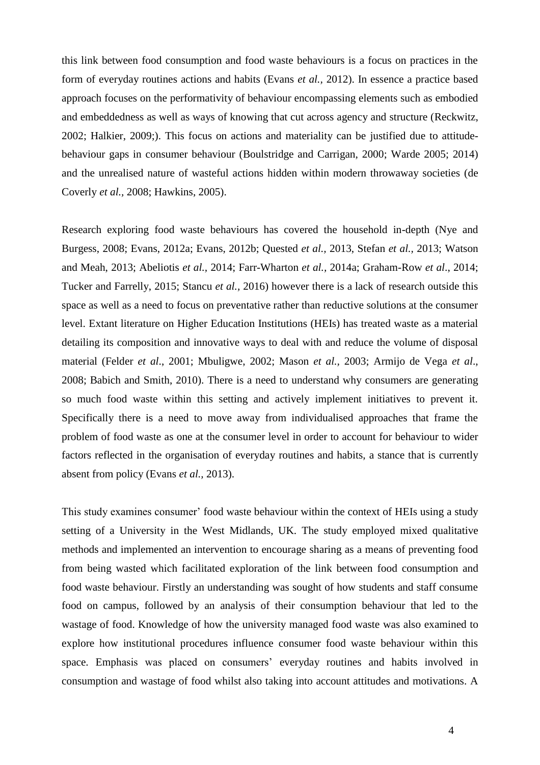this link between food consumption and food waste behaviours is a focus on practices in the form of everyday routines actions and habits (Evans *et al.,* 2012). In essence a practice based approach focuses on the performativity of behaviour encompassing elements such as embodied and embeddedness as well as ways of knowing that cut across agency and structure (Reckwitz, 2002; Halkier, 2009;). This focus on actions and materiality can be justified due to attitude-behaviour gaps in consumer behaviour (Boulstridge and Carrigan, 2000; Warde 2005; 2014) and the unrealised nature of wasteful actions hidden within modern throwaway societies (de Coverly *et al.,* 2008; Hawkins, 2005).

Research exploring food waste behaviours has covered the household in-depth (Nye and Burgess, 2008; Evans, 2012a; Evans, 2012b; Quested *et al.,* 2013, Stefan *et al.,* 2013; Watson and Meah, 2013; Abeliotis *et al.,* 2014; Farr-Wharton *et al.,* 2014a; Graham-Row *et al*., 2014; Tucker and Farrelly, 2015; Stancu *et al.,* 2016) however there is a lack of research outside this space as well as a need to focus on preventative rather than reductive solutions at the consumer level. Extant literature on Higher Education Institutions (HEIs) has treated waste as a material detailing its composition and innovative ways to deal with and reduce the volume of disposal material (Felder *et al*., 2001; Mbuligwe, 2002; Mason *et al.,* 2003; Armijo de Vega *et al*., 2008; Babich and Smith, 2010). There is a need to understand why consumers are generating so much food waste within this setting and actively implement initiatives to prevent it. Specifically there is a need to move away from individualised approaches that frame the problem of food waste as one at the consumer level in order to account for behaviour to wider factors reflected in the organisation of everyday routines and habits, a stance that is currently absent from policy (Evans *et al.,* 2013).

This study examines consumer' food waste behaviour within the context of HEIs using a study setting of a University in the West Midlands, UK. The study employed mixed qualitative methods and implemented an intervention to encourage sharing as a means of preventing food from being wasted which facilitated exploration of the link between food consumption and food waste behaviour. Firstly an understanding was sought of how students and staff consume food on campus, followed by an analysis of their consumption behaviour that led to the wastage of food. Knowledge of how the university managed food waste was also examined to explore how institutional procedures influence consumer food waste behaviour within this space. Emphasis was placed on consumers' everyday routines and habits involved in consumption and wastage of food whilst also taking into account attitudes and motivations. A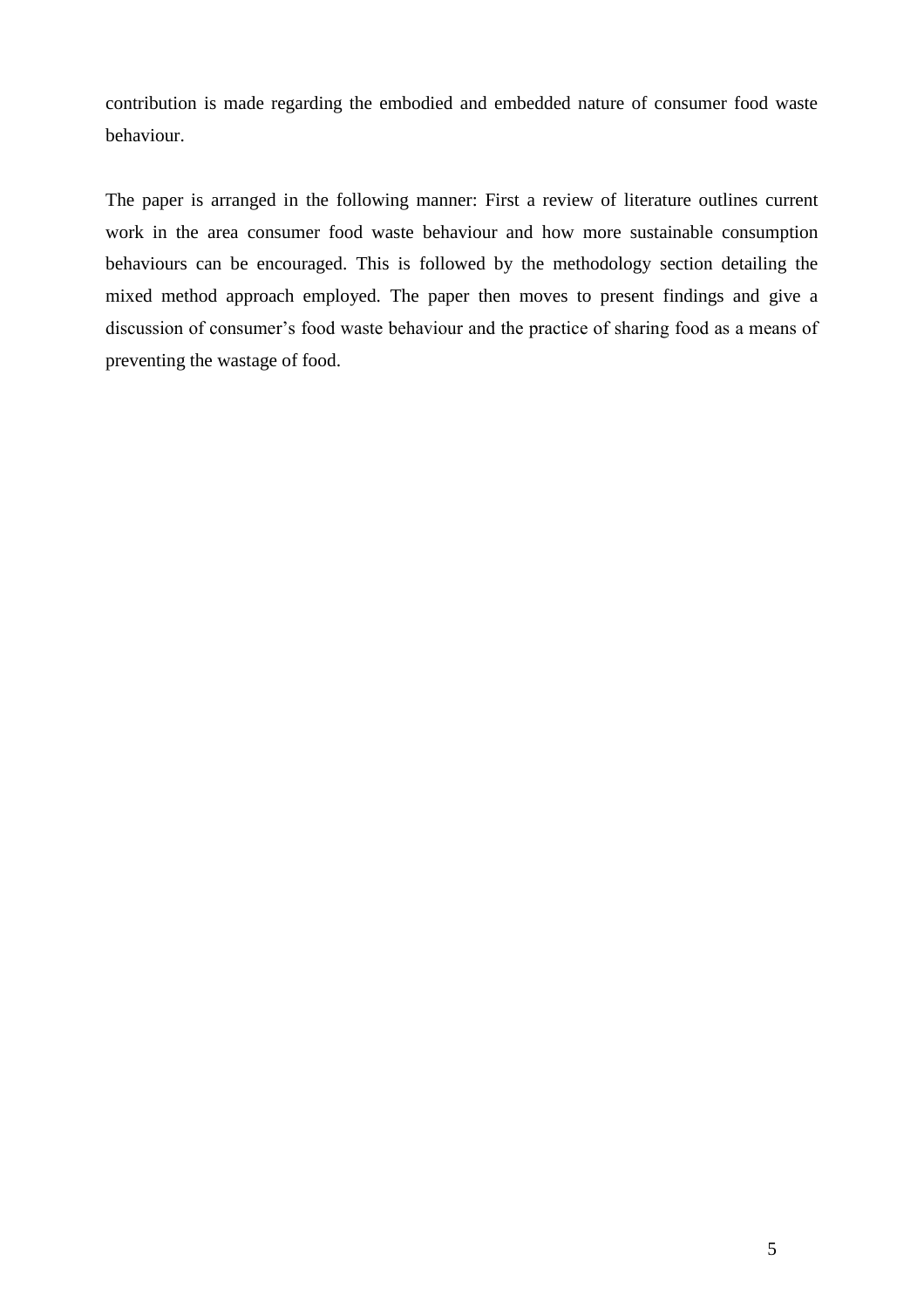contribution is made regarding the embodied and embedded nature of consumer food waste behaviour.

The paper is arranged in the following manner: First a review of literature outlines current work in the area consumer food waste behaviour and how more sustainable consumption behaviours can be encouraged. This is followed by the methodology section detailing the mixed method approach employed. The paper then moves to present findings and give a discussion of consumer's food waste behaviour and the practice of sharing food as a means of preventing the wastage of food.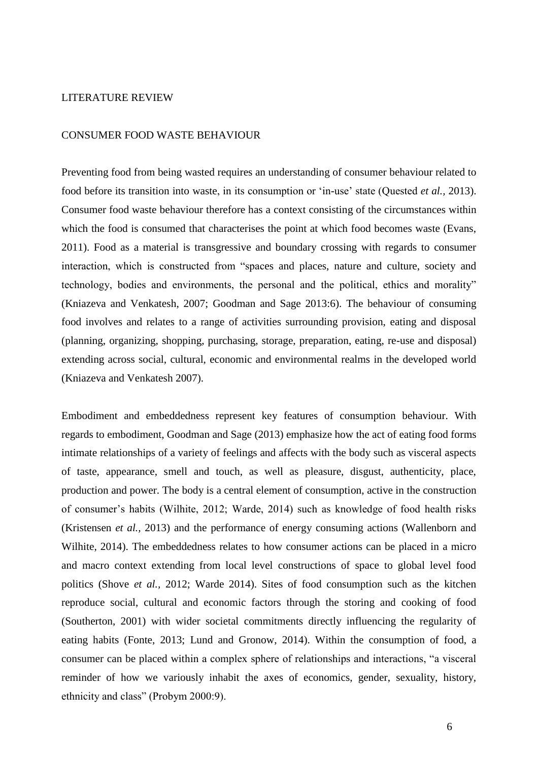# LITERATURE REVIEW

## CONSUMER FOOD WASTE BEHAVIOUR

Preventing food from being wasted requires an understanding of consumer behaviour related to food before its transition into waste, in its consumption or 'in-use' state (Quested *et al.,* 2013). Consumer food waste behaviour therefore has a context consisting of the circumstances within which the food is consumed that characterises the point at which food becomes waste (Evans, 2011). Food as a material is transgressive and boundary crossing with regards to consumer interaction, which is constructed from "spaces and places, nature and culture, society and technology, bodies and environments, the personal and the political, ethics and morality" (Kniazeva and Venkatesh, 2007; Goodman and Sage 2013:6). The behaviour of consuming food involves and relates to a range of activities surrounding provision, eating and disposal (planning, organizing, shopping, purchasing, storage, preparation, eating, re-use and disposal) extending across social, cultural, economic and environmental realms in the developed world (Kniazeva and Venkatesh 2007).

Embodiment and embeddedness represent key features of consumption behaviour. With regards to embodiment, Goodman and Sage (2013) emphasize how the act of eating food forms intimate relationships of a variety of feelings and affects with the body such as visceral aspects of taste, appearance, smell and touch, as well as pleasure, disgust, authenticity, place, production and power. The body is a central element of consumption, active in the construction of consumer's habits (Wilhite, 2012; Warde, 2014) such as knowledge of food health risks (Kristensen *et al.,* 2013) and the performance of energy consuming actions (Wallenborn and Wilhite, 2014). The embeddedness relates to how consumer actions can be placed in a micro and macro context extending from local level constructions of space to global level food politics (Shove *et al.,* 2012; Warde 2014). Sites of food consumption such as the kitchen reproduce social, cultural and economic factors through the storing and cooking of food (Southerton, 2001) with wider societal commitments directly influencing the regularity of eating habits (Fonte, 2013; Lund and Gronow, 2014). Within the consumption of food, a consumer can be placed within a complex sphere of relationships and interactions, "a visceral reminder of how we variously inhabit the axes of economics, gender, sexuality, history, ethnicity and class" (Probym 2000:9).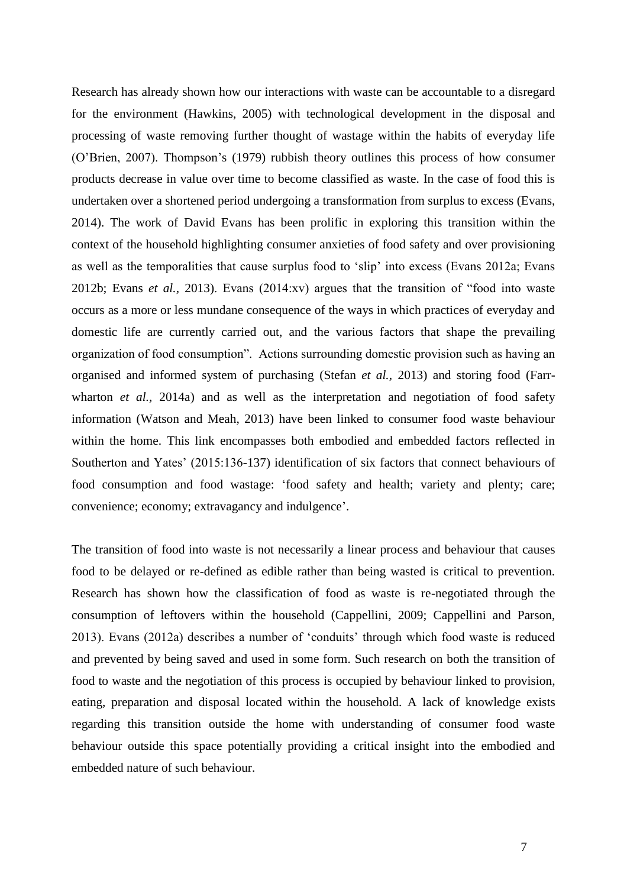Research has already shown how our interactions with waste can be accountable to a disregard for the environment (Hawkins, 2005) with technological development in the disposal and processing of waste removing further thought of wastage within the habits of everyday life (O'Brien, 2007). Thompson's (1979) rubbish theory outlines this process of how consumer products decrease in value over time to become classified as waste. In the case of food this is undertaken over a shortened period undergoing a transformation from surplus to excess (Evans, 2014). The work of David Evans has been prolific in exploring this transition within the context of the household highlighting consumer anxieties of food safety and over provisioning as well as the temporalities that cause surplus food to 'slip' into excess (Evans 2012a; Evans 2012b; Evans *et al.*, 2013). Evans (2014:xv) argues that the transition of "food into waste occurs as a more or less mundane consequence of the ways in which practices of everyday and domestic life are currently carried out, and the various factors that shape the prevailing organization of food consumption". Actions surrounding domestic provision such as having an organised and informed system of purchasing (Stefan *et al.*, 2013) and storing food (Farr-wharton *et al.,* 2014a) and as well as the interpretation and negotiation of food safety information (Watson and Meah, 2013) have been linked to consumer food waste behaviour within the home. This link encompasses both embodied and embedded factors reflected in Southerton and Yates' (2015:136-137) identification of six factors that connect behaviours of food consumption and food wastage: 'food safety and health; variety and plenty; care; convenience; economy; extravagancy and indulgence'.

The transition of food into waste is not necessarily a linear process and behaviour that causes food to be delayed or re-defined as edible rather than being wasted is critical to prevention. Research has shown how the classification of food as waste is re-negotiated through the consumption of leftovers within the household (Cappellini, 2009; Cappellini and Parson, 2013). Evans (2012a) describes a number of 'conduits' through which food waste is reduced and prevented by being saved and used in some form. Such research on both the transition of food to waste and the negotiation of this process is occupied by behaviour linked to provision, eating, preparation and disposal located within the household. A lack of knowledge exists regarding this transition outside the home with understanding of consumer food waste behaviour outside this space potentially providing a critical insight into the embodied and embedded nature of such behaviour.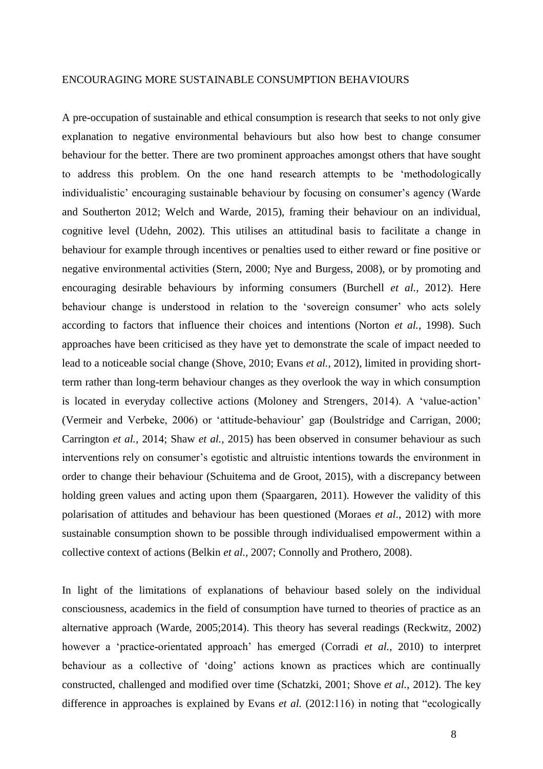## ENCOURAGING MORE SUSTAINABLE CONSUMPTION BEHAVIOURS

A pre-occupation of sustainable and ethical consumption is research that seeks to not only give explanation to negative environmental behaviours but also how best to change consumer behaviour for the better. There are two prominent approaches amongst others that have sought to address this problem. On the one hand research attempts to be 'methodologically individualistic' encouraging sustainable behaviour by focusing on consumer's agency (Warde and Southerton 2012; Welch and Warde, 2015), framing their behaviour on an individual, cognitive level (Udehn, 2002). This utilises an attitudinal basis to facilitate a change in behaviour for example through incentives or penalties used to either reward or fine positive or negative environmental activities (Stern, 2000; Nye and Burgess, 2008), or by promoting and encouraging desirable behaviours by informing consumers (Burchell *et al.,* 2012). Here behaviour change is understood in relation to the 'sovereign consumer' who acts solely according to factors that influence their choices and intentions (Norton *et al.,* 1998). Such approaches have been criticised as they have yet to demonstrate the scale of impact needed to lead to a noticeable social change (Shove, 2010; Evans *et al.,* 2012), limited in providing short-term rather than long-term behaviour changes as they overlook the way in which consumption is located in everyday collective actions (Moloney and Strengers, 2014). A 'value-action' (Vermeir and Verbeke, 2006) or 'attitude-behaviour' gap (Boulstridge and Carrigan, 2000; Carrington *et al.,* 2014; Shaw *et al.,* 2015) has been observed in consumer behaviour as such interventions rely on consumer's egotistic and altruistic intentions towards the environment in order to change their behaviour (Schuitema and de Groot, 2015), with a discrepancy between holding green values and acting upon them (Spaargaren, 2011). However the validity of this polarisation of attitudes and behaviour has been questioned (Moraes *et al.*, 2012) with more sustainable consumption shown to be possible through individualised empowerment within a collective context of actions (Belkin *et al.,* 2007; Connolly and Prothero, 2008).

In light of the limitations of explanations of behaviour based solely on the individual consciousness, academics in the field of consumption have turned to theories of practice as an alternative approach (Warde, 2005;2014). This theory has several readings (Reckwitz, 2002) however a 'practice-orientated approach' has emerged (Corradi *et al.,* 2010) to interpret behaviour as a collective of 'doing' actions known as practices which are continually constructed, challenged and modified over time (Schatzki, 2001; Shove *et al.,* 2012). The key difference in approaches is explained by Evans *et al.* (2012:116) in noting that "ecologically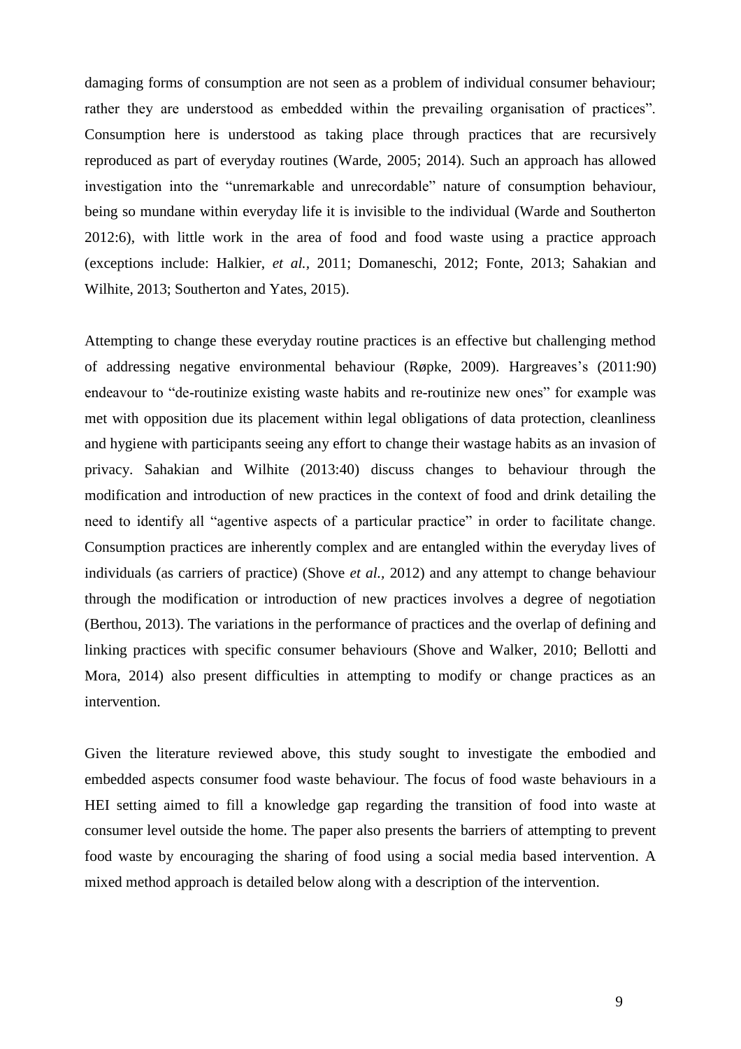damaging forms of consumption are not seen as a problem of individual consumer behaviour; rather they are understood as embedded within the prevailing organisation of practices". Consumption here is understood as taking place through practices that are recursively reproduced as part of everyday routines (Warde, 2005; 2014). Such an approach has allowed investigation into the "unremarkable and unrecordable" nature of consumption behaviour, being so mundane within everyday life it is invisible to the individual (Warde and Southerton 2012:6), with little work in the area of food and food waste using a practice approach (exceptions include: Halkier, *et al.,* 2011; Domaneschi, 2012; Fonte, 2013; Sahakian and Wilhite, 2013; Southerton and Yates, 2015).

Attempting to change these everyday routine practices is an effective but challenging method of addressing negative environmental behaviour (Røpke, 2009). Hargreaves's (2011:90) endeavour to "de-routinize existing waste habits and re-routinize new ones" for example was met with opposition due its placement within legal obligations of data protection, cleanliness and hygiene with participants seeing any effort to change their wastage habits as an invasion of privacy. Sahakian and Wilhite (2013:40) discuss changes to behaviour through the modification and introduction of new practices in the context of food and drink detailing the need to identify all "agentive aspects of a particular practice" in order to facilitate change. Consumption practices are inherently complex and are entangled within the everyday lives of individuals (as carriers of practice) (Shove *et al.,* 2012) and any attempt to change behaviour through the modification or introduction of new practices involves a degree of negotiation (Berthou, 2013). The variations in the performance of practices and the overlap of defining and linking practices with specific consumer behaviours (Shove and Walker, 2010; Bellotti and Mora, 2014) also present difficulties in attempting to modify or change practices as an intervention.

Given the literature reviewed above, this study sought to investigate the embodied and embedded aspects consumer food waste behaviour. The focus of food waste behaviours in a HEI setting aimed to fill a knowledge gap regarding the transition of food into waste at consumer level outside the home. The paper also presents the barriers of attempting to prevent food waste by encouraging the sharing of food using a social media based intervention. A mixed method approach is detailed below along with a description of the intervention.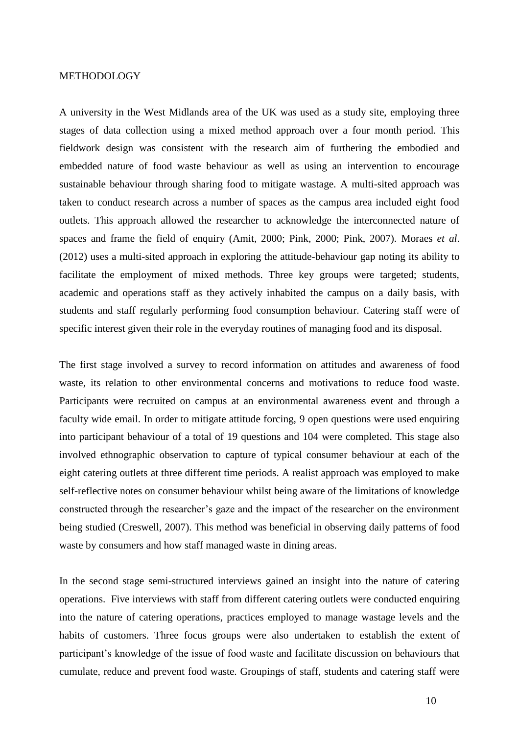METHODOLOGY

A university in the West Midlands area of the UK was used as a study site, employing three stages of data collection using a mixed method approach over a four month period. This fieldwork design was consistent with the research aim of furthering the embodied and embedded nature of food waste behaviour as well as using an intervention to encourage sustainable behaviour through sharing food to mitigate wastage. A multi-sited approach was taken to conduct research across a number of spaces as the campus area included eight food outlets. This approach allowed the researcher to acknowledge the interconnected nature of spaces and frame the field of enquiry (Amit, 2000; Pink, 2000; Pink, 2007). Moraes *et al*. (2012) uses a multi-sited approach in exploring the attitude-behaviour gap noting its ability to facilitate the employment of mixed methods. Three key groups were targeted; students, academic and operations staff as they actively inhabited the campus on a daily basis, with students and staff regularly performing food consumption behaviour. Catering staff were of specific interest given their role in the everyday routines of managing food and its disposal.

The first stage involved a survey to record information on attitudes and awareness of food waste, its relation to other environmental concerns and motivations to reduce food waste. Participants were recruited on campus at an environmental awareness event and through a faculty wide email. In order to mitigate attitude forcing, 9 open questions were used enquiring into participant behaviour of a total of 19 questions and 104 were completed. This stage also involved ethnographic observation to capture of typical consumer behaviour at each of the eight catering outlets at three different time periods. A realist approach was employed to make self-reflective notes on consumer behaviour whilst being aware of the limitations of knowledge constructed through the researcher's gaze and the impact of the researcher on the environment being studied (Creswell, 2007). This method was beneficial in observing daily patterns of food waste by consumers and how staff managed waste in dining areas.

In the second stage semi-structured interviews gained an insight into the nature of catering operations. Five interviews with staff from different catering outlets were conducted enquiring into the nature of catering operations, practices employed to manage wastage levels and the habits of customers. Three focus groups were also undertaken to establish the extent of participant's knowledge of the issue of food waste and facilitate discussion on behaviours that cumulate, reduce and prevent food waste. Groupings of staff, students and catering staff were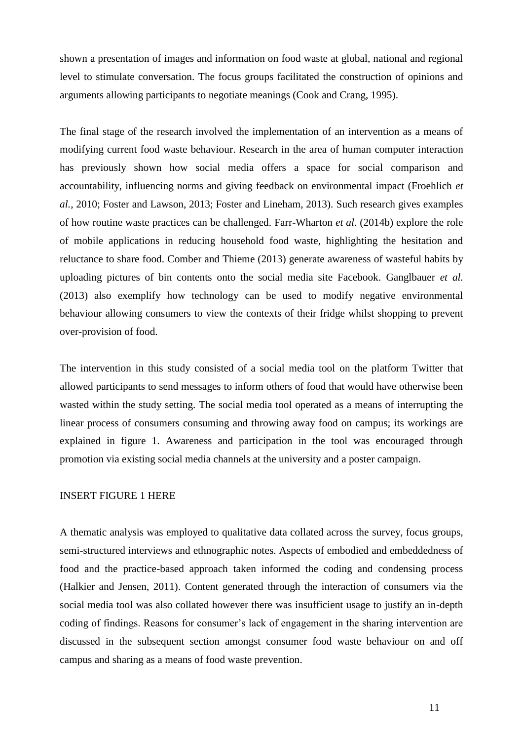shown a presentation of images and information on food waste at global, national and regional level to stimulate conversation. The focus groups facilitated the construction of opinions and arguments allowing participants to negotiate meanings (Cook and Crang, 1995).

The final stage of the research involved the implementation of an intervention as a means of modifying current food waste behaviour. Research in the area of human computer interaction has previously shown how social media offers a space for social comparison and accountability, influencing norms and giving feedback on environmental impact (Froehlich *et al.*, 2010; Foster and Lawson, 2013; Foster and Lineham, 2013). Such research gives examples of how routine waste practices can be challenged. Farr-Wharton *et al.* (2014b) explore the role of mobile applications in reducing household food waste, highlighting the hesitation and reluctance to share food. Comber and Thieme (2013) generate awareness of wasteful habits by uploading pictures of bin contents onto the social media site Facebook. Ganglbauer *et al.* (2013) also exemplify how technology can be used to modify negative environmental behaviour allowing consumers to view the contexts of their fridge whilst shopping to prevent over-provision of food.

The intervention in this study consisted of a social media tool on the platform Twitter that allowed participants to send messages to inform others of food that would have otherwise been wasted within the study setting. The social media tool operated as a means of interrupting the linear process of consumers consuming and throwing away food on campus; its workings are explained in figure 1. Awareness and participation in the tool was encouraged through promotion via existing social media channels at the university and a poster campaign.

INSERT FIGURE 1 HERE

A thematic analysis was employed to qualitative data collated across the survey, focus groups, semi-structured interviews and ethnographic notes. Aspects of embodied and embeddedness of food and the practice-based approach taken informed the coding and condensing process (Halkier and Jensen, 2011). Content generated through the interaction of consumers via the social media tool was also collated however there was insufficient usage to justify an in-depth coding of findings. Reasons for consumer's lack of engagement in the sharing intervention are discussed in the subsequent section amongst consumer food waste behaviour on and off campus and sharing as a means of food waste prevention.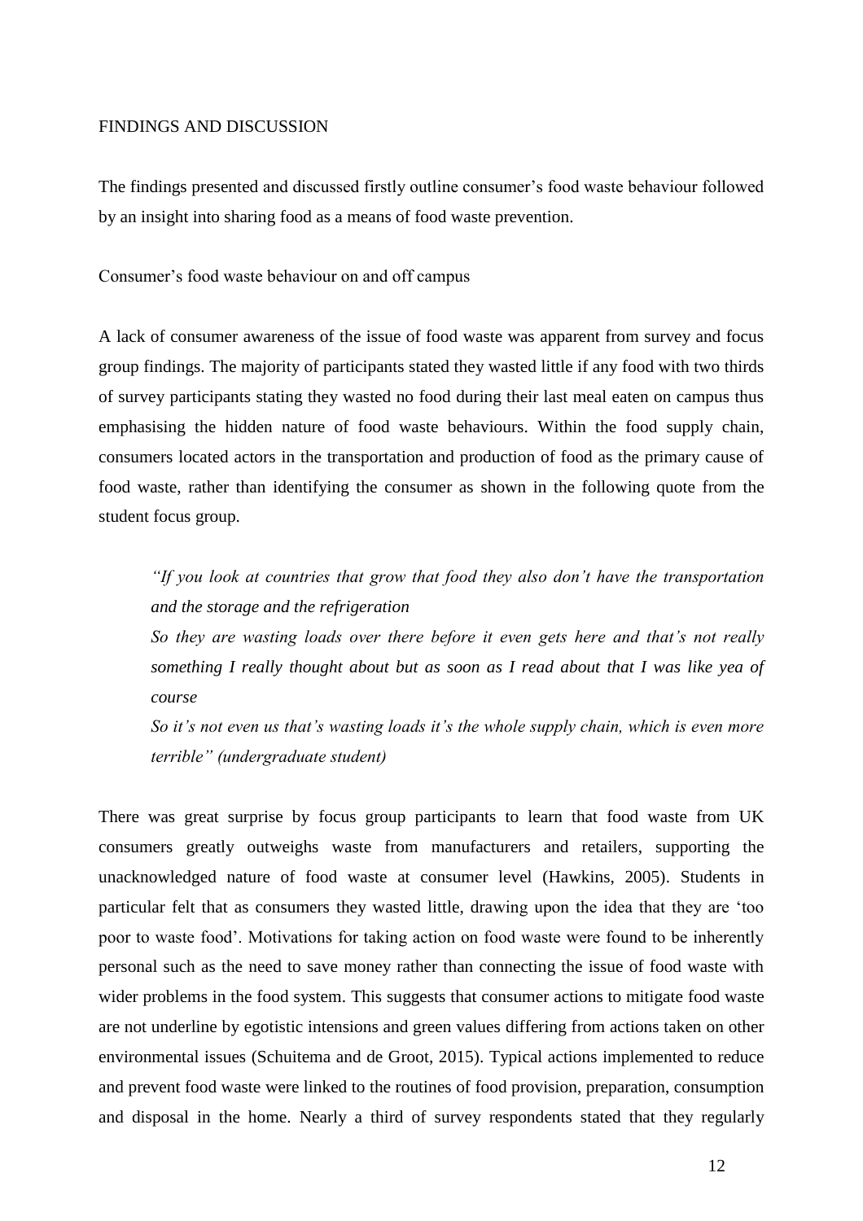## FINDINGS AND DISCUSSION

The findings presented and discussed firstly outline consumer's food waste behaviour followed by an insight into sharing food as a means of food waste prevention.

### Consumer's food waste behaviour on and off campus

A lack of consumer awareness of the issue of food waste was apparent from survey and focus group findings. The majority of participants stated they wasted little if any food with two thirds of survey participants stating they wasted no food during their last meal eaten on campus thus emphasising the hidden nature of food waste behaviours. Within the food supply chain, consumers located actors in the transportation and production of food as the primary cause of food waste, rather than identifying the consumer as shown in the following quote from the student focus group.

> *"If you look at countries that grow that food they also don't have the transportation and the storage and the refrigeration*
>
> *So they are wasting loads over there before it even gets here and that's not really something I really thought about but as soon as I read about that I was like yea of course*
>
> *So it's not even us that's wasting loads it's the whole supply chain, which is even more terrible" (undergraduate student)*

There was great surprise by focus group participants to learn that food waste from UK consumers greatly outweighs waste from manufacturers and retailers, supporting the unacknowledged nature of food waste at consumer level (Hawkins, 2005). Students in particular felt that as consumers they wasted little, drawing upon the idea that they are 'too poor to waste food'. Motivations for taking action on food waste were found to be inherently personal such as the need to save money rather than connecting the issue of food waste with wider problems in the food system. This suggests that consumer actions to mitigate food waste are not underline by egotistic intensions and green values differing from actions taken on other environmental issues (Schuitema and de Groot, 2015). Typical actions implemented to reduce and prevent food waste were linked to the routines of food provision, preparation, consumption and disposal in the home. Nearly a third of survey respondents stated that they regularly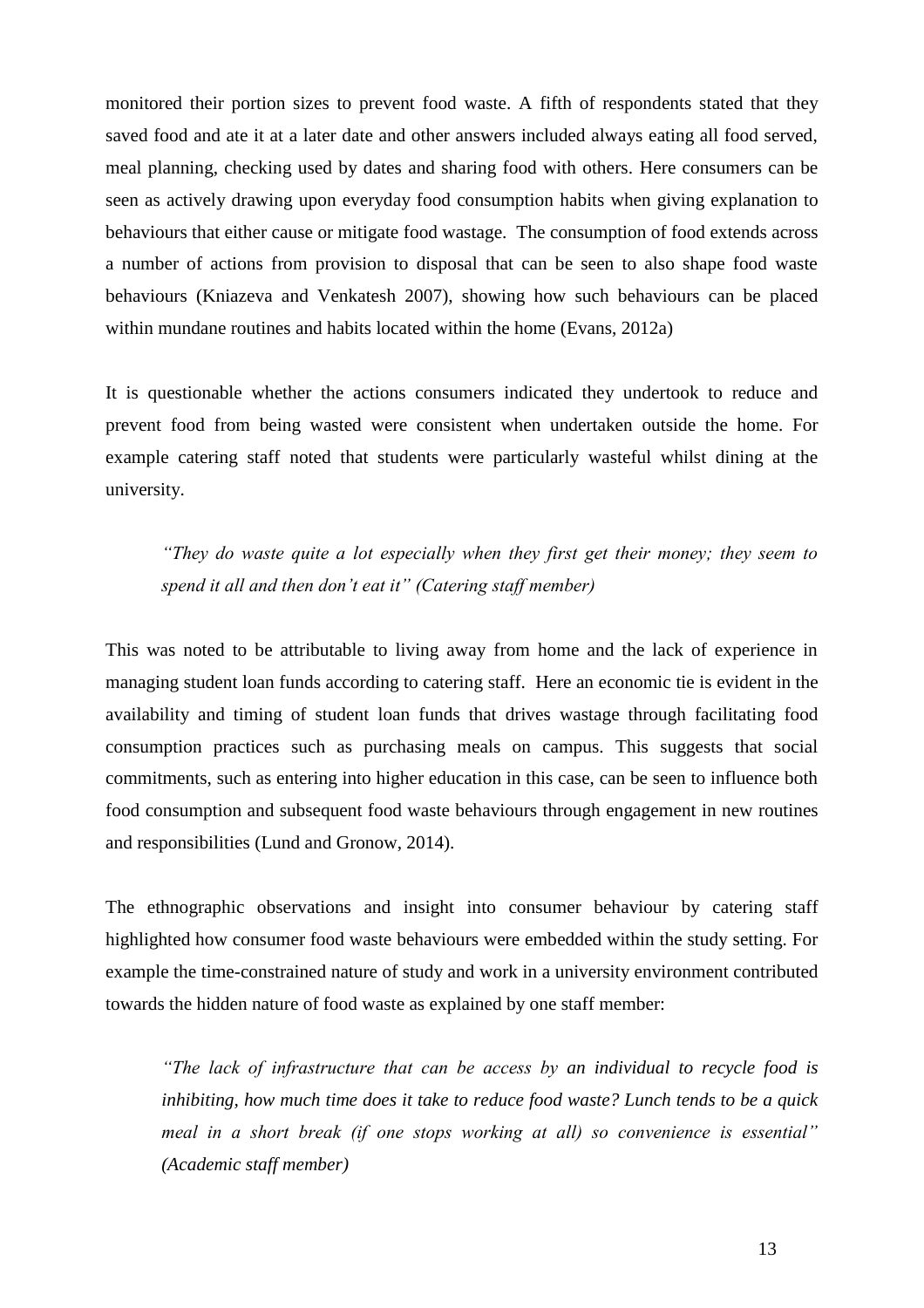monitored their portion sizes to prevent food waste. A fifth of respondents stated that they saved food and ate it at a later date and other answers included always eating all food served, meal planning, checking used by dates and sharing food with others. Here consumers can be seen as actively drawing upon everyday food consumption habits when giving explanation to behaviours that either cause or mitigate food wastage. The consumption of food extends across a number of actions from provision to disposal that can be seen to also shape food waste behaviours (Kniazeva and Venkatesh 2007), showing how such behaviours can be placed within mundane routines and habits located within the home (Evans, 2012a)

It is questionable whether the actions consumers indicated they undertook to reduce and prevent food from being wasted were consistent when undertaken outside the home. For example catering staff noted that students were particularly wasteful whilst dining at the university.

> *"They do waste quite a lot especially when they first get their money; they seem to spend it all and then don't eat it" (Catering staff member)*

This was noted to be attributable to living away from home and the lack of experience in managing student loan funds according to catering staff. Here an economic tie is evident in the availability and timing of student loan funds that drives wastage through facilitating food consumption practices such as purchasing meals on campus. This suggests that social commitments, such as entering into higher education in this case, can be seen to influence both food consumption and subsequent food waste behaviours through engagement in new routines and responsibilities (Lund and Gronow, 2014).

The ethnographic observations and insight into consumer behaviour by catering staff highlighted how consumer food waste behaviours were embedded within the study setting. For example the time-constrained nature of study and work in a university environment contributed towards the hidden nature of food waste as explained by one staff member:

> *"The lack of infrastructure that can be access by an individual to recycle food is inhibiting, how much time does it take to reduce food waste? Lunch tends to be a quick meal in a short break (if one stops working at all) so convenience is essential" (Academic staff member)*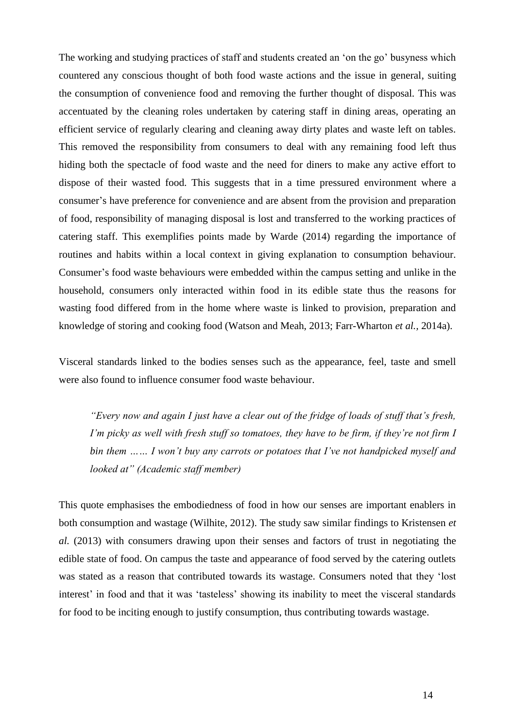The working and studying practices of staff and students created an 'on the go' busyness which countered any conscious thought of both food waste actions and the issue in general, suiting the consumption of convenience food and removing the further thought of disposal. This was accentuated by the cleaning roles undertaken by catering staff in dining areas, operating an efficient service of regularly clearing and cleaning away dirty plates and waste left on tables. This removed the responsibility from consumers to deal with any remaining food left thus hiding both the spectacle of food waste and the need for diners to make any active effort to dispose of their wasted food. This suggests that in a time pressured environment where a consumer's have preference for convenience and are absent from the provision and preparation of food, responsibility of managing disposal is lost and transferred to the working practices of catering staff. This exemplifies points made by Warde (2014) regarding the importance of routines and habits within a local context in giving explanation to consumption behaviour. Consumer's food waste behaviours were embedded within the campus setting and unlike in the household, consumers only interacted within food in its edible state thus the reasons for wasting food differed from in the home where waste is linked to provision, preparation and knowledge of storing and cooking food (Watson and Meah, 2013; Farr-Wharton *et al.*, 2014a).

Visceral standards linked to the bodies senses such as the appearance, feel, taste and smell were also found to influence consumer food waste behaviour.

> *"Every now and again I just have a clear out of the fridge of loads of stuff that's fresh, I'm picky as well with fresh stuff so tomatoes, they have to be firm, if they're not firm I bin them …… I won't buy any carrots or potatoes that I've not handpicked myself and looked at" (Academic staff member)*

This quote emphasises the embodiedness of food in how our senses are important enablers in both consumption and wastage (Wilhite, 2012). The study saw similar findings to Kristensen *et al.* (2013) with consumers drawing upon their senses and factors of trust in negotiating the edible state of food. On campus the taste and appearance of food served by the catering outlets was stated as a reason that contributed towards its wastage. Consumers noted that they 'lost interest' in food and that it was 'tasteless' showing its inability to meet the visceral standards for food to be inciting enough to justify consumption, thus contributing towards wastage.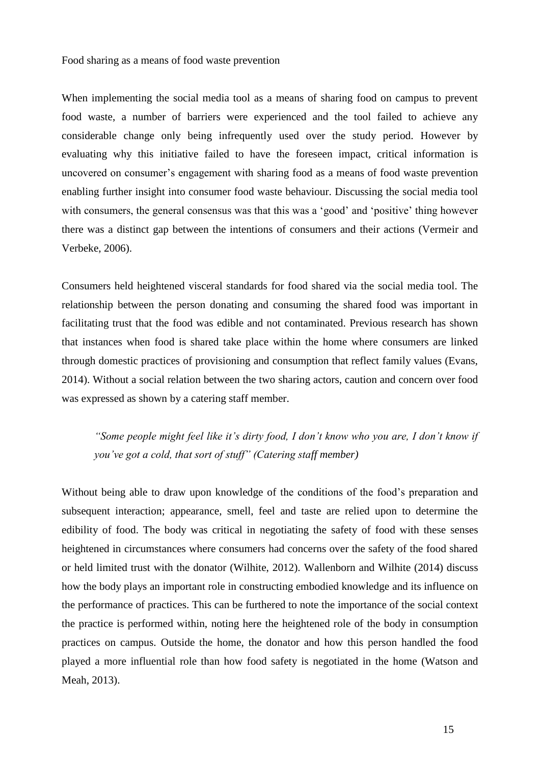Food sharing as a means of food waste prevention

When implementing the social media tool as a means of sharing food on campus to prevent food waste, a number of barriers were experienced and the tool failed to achieve any considerable change only being infrequently used over the study period. However by evaluating why this initiative failed to have the foreseen impact, critical information is uncovered on consumer's engagement with sharing food as a means of food waste prevention enabling further insight into consumer food waste behaviour. Discussing the social media tool with consumers, the general consensus was that this was a 'good' and 'positive' thing however there was a distinct gap between the intentions of consumers and their actions (Vermeir and Verbeke, 2006).

Consumers held heightened visceral standards for food shared via the social media tool. The relationship between the person donating and consuming the shared food was important in facilitating trust that the food was edible and not contaminated. Previous research has shown that instances when food is shared take place within the home where consumers are linked through domestic practices of provisioning and consumption that reflect family values (Evans, 2014). Without a social relation between the two sharing actors, caution and concern over food was expressed as shown by a catering staff member.

> *"Some people might feel like it's dirty food, I don't know who you are, I don't know if you've got a cold, that sort of stuff" (Catering staff member)*

Without being able to draw upon knowledge of the conditions of the food's preparation and subsequent interaction; appearance, smell, feel and taste are relied upon to determine the edibility of food. The body was critical in negotiating the safety of food with these senses heightened in circumstances where consumers had concerns over the safety of the food shared or held limited trust with the donator (Wilhite, 2012). Wallenborn and Wilhite (2014) discuss how the body plays an important role in constructing embodied knowledge and its influence on the performance of practices. This can be furthered to note the importance of the social context the practice is performed within, noting here the heightened role of the body in consumption practices on campus. Outside the home, the donator and how this person handled the food played a more influential role than how food safety is negotiated in the home (Watson and Meah, 2013).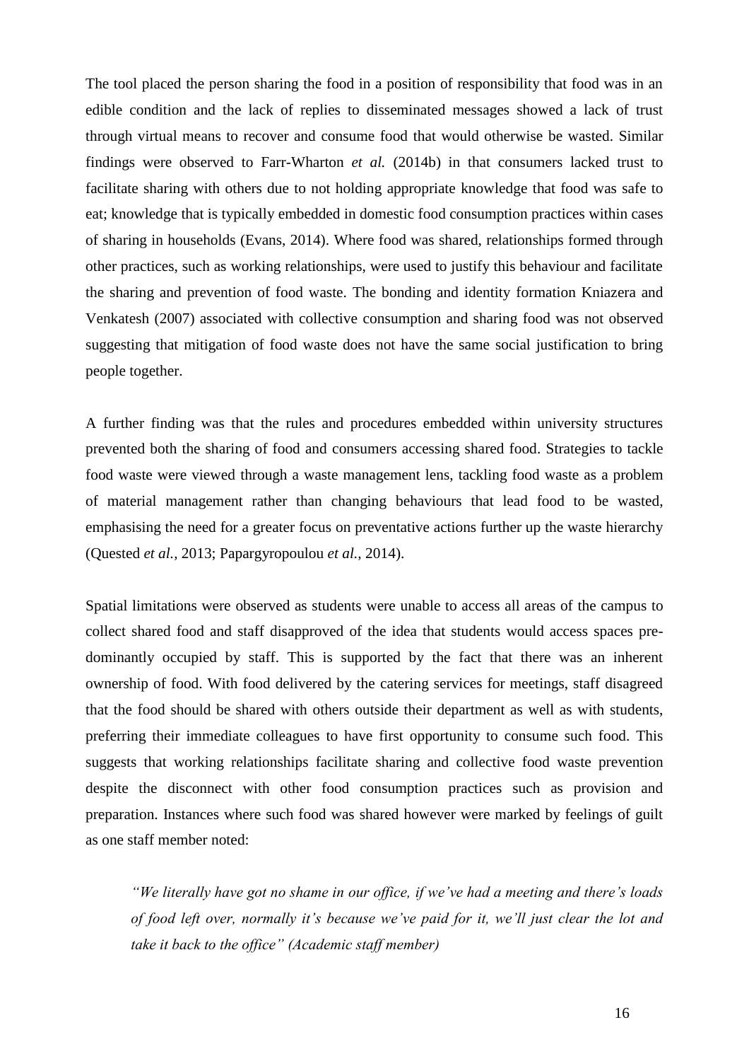The tool placed the person sharing the food in a position of responsibility that food was in an edible condition and the lack of replies to disseminated messages showed a lack of trust through virtual means to recover and consume food that would otherwise be wasted. Similar findings were observed to Farr-Wharton *et al.* (2014b) in that consumers lacked trust to facilitate sharing with others due to not holding appropriate knowledge that food was safe to eat; knowledge that is typically embedded in domestic food consumption practices within cases of sharing in households (Evans, 2014). Where food was shared, relationships formed through other practices, such as working relationships, were used to justify this behaviour and facilitate the sharing and prevention of food waste. The bonding and identity formation Kniazera and Venkatesh (2007) associated with collective consumption and sharing food was not observed suggesting that mitigation of food waste does not have the same social justification to bring people together.

A further finding was that the rules and procedures embedded within university structures prevented both the sharing of food and consumers accessing shared food. Strategies to tackle food waste were viewed through a waste management lens, tackling food waste as a problem of material management rather than changing behaviours that lead food to be wasted, emphasising the need for a greater focus on preventative actions further up the waste hierarchy (Quested *et al.*, 2013; Papargyropoulou *et al.*, 2014).

Spatial limitations were observed as students were unable to access all areas of the campus to collect shared food and staff disapproved of the idea that students would access spaces pre-dominantly occupied by staff. This is supported by the fact that there was an inherent ownership of food. With food delivered by the catering services for meetings, staff disagreed that the food should be shared with others outside their department as well as with students, preferring their immediate colleagues to have first opportunity to consume such food. This suggests that working relationships facilitate sharing and collective food waste prevention despite the disconnect with other food consumption practices such as provision and preparation. Instances where such food was shared however were marked by feelings of guilt as one staff member noted:

> *"We literally have got no shame in our office, if we've had a meeting and there's loads of food left over, normally it's because we've paid for it, we'll just clear the lot and take it back to the office" (Academic staff member)*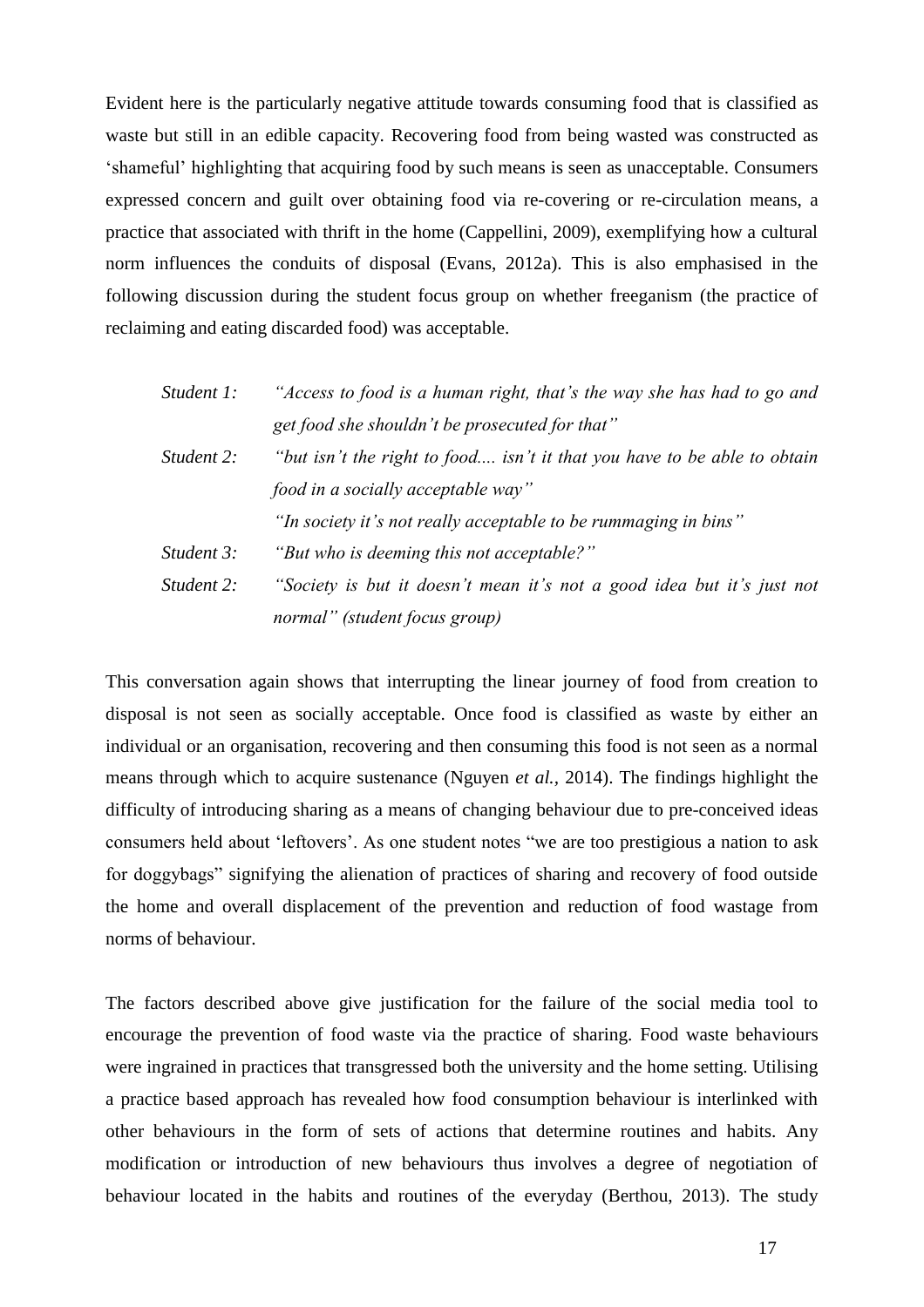Evident here is the particularly negative attitude towards consuming food that is classified as waste but still in an edible capacity. Recovering food from being wasted was constructed as 'shameful' highlighting that acquiring food by such means is seen as unacceptable. Consumers expressed concern and guilt over obtaining food via re-covering or re-circulation means, a practice that associated with thrift in the home (Cappellini, 2009), exemplifying how a cultural norm influences the conduits of disposal (Evans, 2012a). This is also emphasised in the following discussion during the student focus group on whether freeganism (the practice of reclaiming and eating discarded food) was acceptable.

*Student 1:* *"Access to food is a human right, that's the way she has had to go and get food she shouldn't be prosecuted for that"*

*Student 2:* *"but isn't the right to food.... isn't it that you have to be able to obtain food in a socially acceptable way"*

*"In society it's not really acceptable to be rummaging in bins"*

*Student 3:* *"But who is deeming this not acceptable?"*

*Student 2:* *"Society is but it doesn't mean it's not a good idea but it's just not normal" (student focus group)*

This conversation again shows that interrupting the linear journey of food from creation to disposal is not seen as socially acceptable. Once food is classified as waste by either an individual or an organisation, recovering and then consuming this food is not seen as a normal means through which to acquire sustenance (Nguyen *et al.,* 2014). The findings highlight the difficulty of introducing sharing as a means of changing behaviour due to pre-conceived ideas consumers held about 'leftovers'. As one student notes "we are too prestigious a nation to ask for doggybags" signifying the alienation of practices of sharing and recovery of food outside the home and overall displacement of the prevention and reduction of food wastage from norms of behaviour.

The factors described above give justification for the failure of the social media tool to encourage the prevention of food waste via the practice of sharing. Food waste behaviours were ingrained in practices that transgressed both the university and the home setting. Utilising a practice based approach has revealed how food consumption behaviour is interlinked with other behaviours in the form of sets of actions that determine routines and habits. Any modification or introduction of new behaviours thus involves a degree of negotiation of behaviour located in the habits and routines of the everyday (Berthou, 2013). The study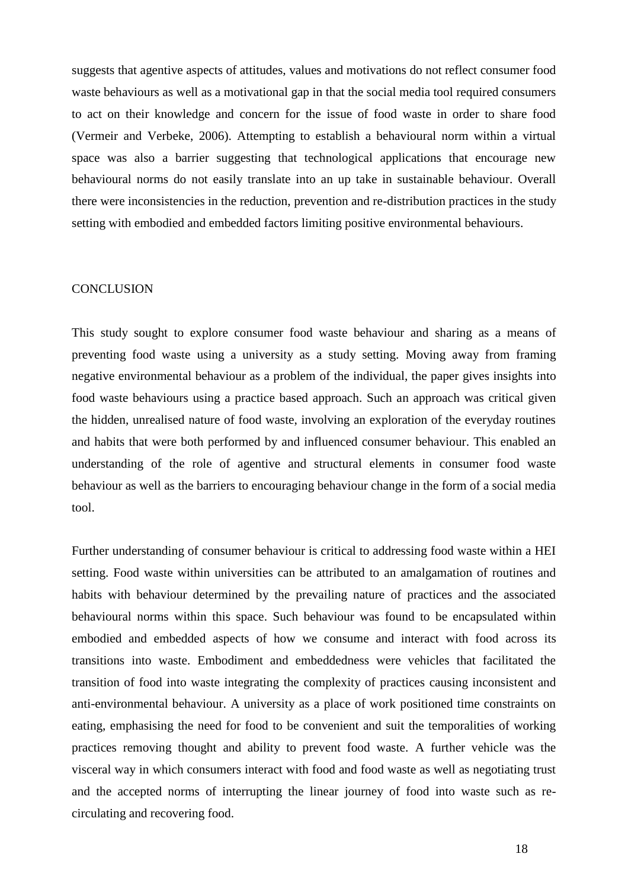suggests that agentive aspects of attitudes, values and motivations do not reflect consumer food waste behaviours as well as a motivational gap in that the social media tool required consumers to act on their knowledge and concern for the issue of food waste in order to share food (Vermeir and Verbeke, 2006). Attempting to establish a behavioural norm within a virtual space was also a barrier suggesting that technological applications that encourage new behavioural norms do not easily translate into an up take in sustainable behaviour. Overall there were inconsistencies in the reduction, prevention and re-distribution practices in the study setting with embodied and embedded factors limiting positive environmental behaviours.

## CONCLUSION

This study sought to explore consumer food waste behaviour and sharing as a means of preventing food waste using a university as a study setting. Moving away from framing negative environmental behaviour as a problem of the individual, the paper gives insights into food waste behaviours using a practice based approach. Such an approach was critical given the hidden, unrealised nature of food waste, involving an exploration of the everyday routines and habits that were both performed by and influenced consumer behaviour. This enabled an understanding of the role of agentive and structural elements in consumer food waste behaviour as well as the barriers to encouraging behaviour change in the form of a social media tool.

Further understanding of consumer behaviour is critical to addressing food waste within a HEI setting. Food waste within universities can be attributed to an amalgamation of routines and habits with behaviour determined by the prevailing nature of practices and the associated behavioural norms within this space. Such behaviour was found to be encapsulated within embodied and embedded aspects of how we consume and interact with food across its transitions into waste. Embodiment and embeddedness were vehicles that facilitated the transition of food into waste integrating the complexity of practices causing inconsistent and anti-environmental behaviour. A university as a place of work positioned time constraints on eating, emphasising the need for food to be convenient and suit the temporalities of working practices removing thought and ability to prevent food waste. A further vehicle was the visceral way in which consumers interact with food and food waste as well as negotiating trust and the accepted norms of interrupting the linear journey of food into waste such as re-circulating and recovering food.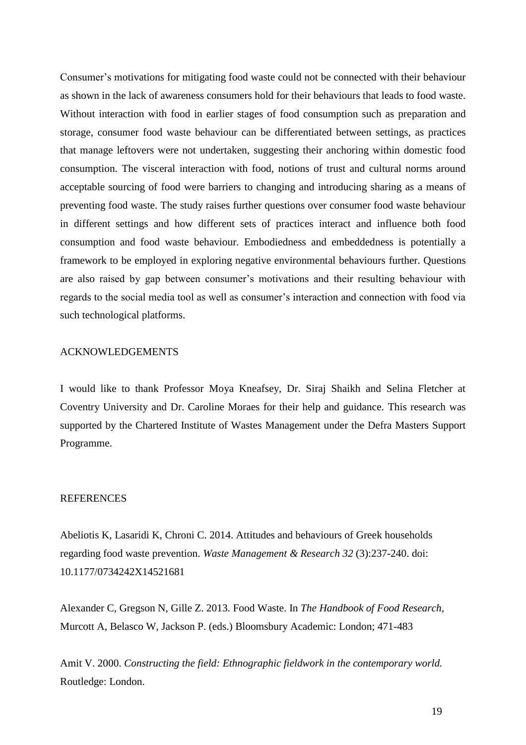Consumer's motivations for mitigating food waste could not be connected with their behaviour as shown in the lack of awareness consumers hold for their behaviours that leads to food waste. Without interaction with food in earlier stages of food consumption such as preparation and storage, consumer food waste behaviour can be differentiated between settings, as practices that manage leftovers were not undertaken, suggesting their anchoring within domestic food consumption. The visceral interaction with food, notions of trust and cultural norms around acceptable sourcing of food were barriers to changing and introducing sharing as a means of preventing food waste. The study raises further questions over consumer food waste behaviour in different settings and how different sets of practices interact and influence both food consumption and food waste behaviour. Embodiedness and embeddedness is potentially a framework to be employed in exploring negative environmental behaviours further. Questions are also raised by gap between consumer's motivations and their resulting behaviour with regards to the social media tool as well as consumer's interaction and connection with food via such technological platforms.

## ACKNOWLEDGEMENTS

I would like to thank Professor Moya Kneafsey, Dr. Siraj Shaikh and Selina Fletcher at Coventry University and Dr. Caroline Moraes for their help and guidance. This research was supported by the Chartered Institute of Wastes Management under the Defra Masters Support Programme.

## REFERENCES

Abeliotis K, Lasaridi K, Chroni C. 2014. Attitudes and behaviours of Greek households regarding food waste prevention. *Waste Management & Research 32* (3):237-240. doi: 10.1177/0734242X14521681

Alexander C, Gregson N, Gille Z. 2013. Food Waste. In *The Handbook of Food Research*, Murcott A, Belasco W, Jackson P. (eds.) Bloomsbury Academic: London; 471-483

Amit V. 2000. *Constructing the field: Ethnographic fieldwork in the contemporary world.* Routledge: London.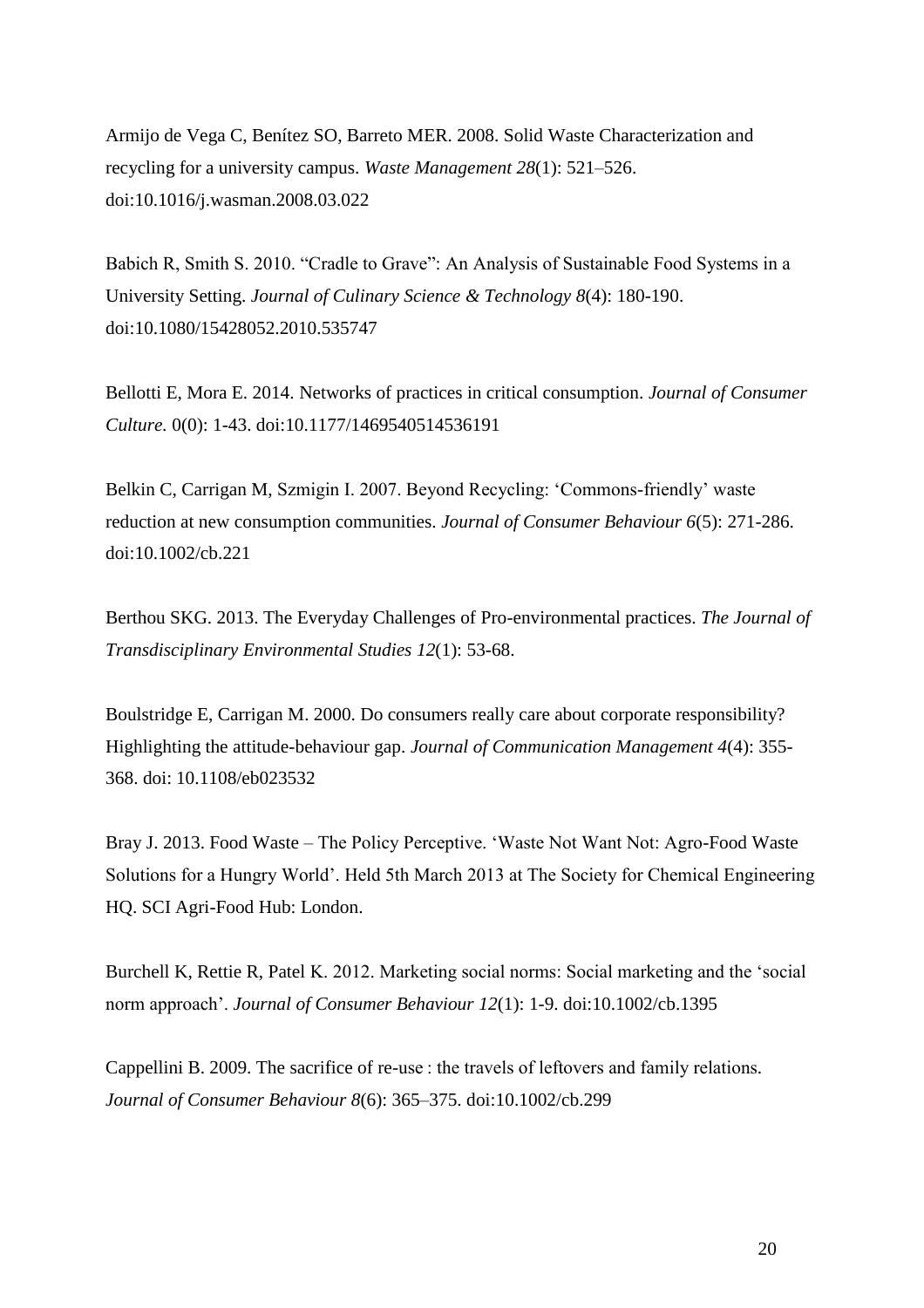Armijo de Vega C, Benítez SO, Barreto MER. 2008. Solid Waste Characterization and recycling for a university campus. *Waste Management 28*(1): 521–526. doi:10.1016/j.wasman.2008.03.022

Babich R, Smith S. 2010. "Cradle to Grave": An Analysis of Sustainable Food Systems in a University Setting. *Journal of Culinary Science & Technology 8*(4): 180-190. doi:10.1080/15428052.2010.535747

Bellotti E, Mora E. 2014. Networks of practices in critical consumption. *Journal of Consumer Culture.* 0(0): 1-43. doi:10.1177/1469540514536191

Belkin C, Carrigan M, Szmigin I. 2007. Beyond Recycling: 'Commons-friendly' waste reduction at new consumption communities. *Journal of Consumer Behaviour 6*(5): 271-286. doi:10.1002/cb.221

Berthou SKG. 2013. The Everyday Challenges of Pro-environmental practices. *The Journal of Transdisciplinary Environmental Studies 12*(1): 53-68.

Boulstridge E, Carrigan M. 2000. Do consumers really care about corporate responsibility? Highlighting the attitude-behaviour gap. *Journal of Communication Management 4*(4): 355-368. doi: 10.1108/eb023532

Bray J. 2013. Food Waste – The Policy Perceptive. 'Waste Not Want Not: Agro-Food Waste Solutions for a Hungry World'. Held 5th March 2013 at The Society for Chemical Engineering HQ. SCI Agri-Food Hub: London.

Burchell K, Rettie R, Patel K. 2012. Marketing social norms: Social marketing and the 'social norm approach'. *Journal of Consumer Behaviour 12*(1): 1-9. doi:10.1002/cb.1395

Cappellini B. 2009. The sacrifice of re-use : the travels of leftovers and family relations. *Journal of Consumer Behaviour 8*(6): 365–375. doi:10.1002/cb.299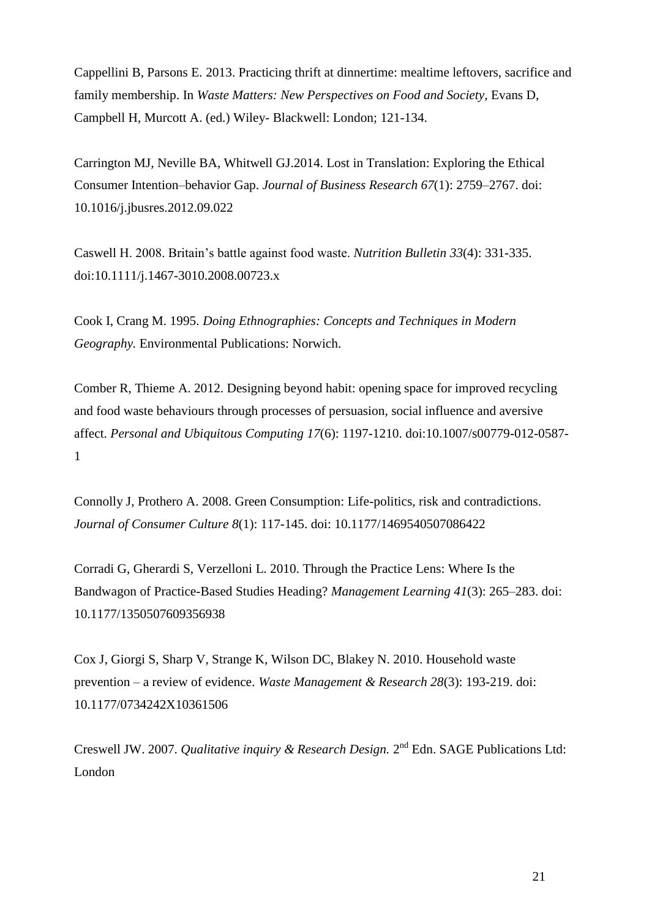Cappellini B, Parsons E. 2013. Practicing thrift at dinnertime: mealtime leftovers, sacrifice and family membership. In *Waste Matters: New Perspectives on Food and Society*, Evans D, Campbell H, Murcott A. (ed.) Wiley- Blackwell: London; 121-134.

Carrington MJ, Neville BA, Whitwell GJ.2014. Lost in Translation: Exploring the Ethical Consumer Intention–behavior Gap. *Journal of Business Research 67*(1): 2759–2767. doi: 10.1016/j.jbusres.2012.09.022

Caswell H. 2008. Britain's battle against food waste. *Nutrition Bulletin 33*(4): 331-335. doi:10.1111/j.1467-3010.2008.00723.x

Cook I, Crang M. 1995. *Doing Ethnographies: Concepts and Techniques in Modern Geography.* Environmental Publications: Norwich.

Comber R, Thieme A. 2012. Designing beyond habit: opening space for improved recycling and food waste behaviours through processes of persuasion, social influence and aversive affect. *Personal and Ubiquitous Computing 17*(6): 1197-1210. doi:10.1007/s00779-012-0587-1

Connolly J, Prothero A. 2008. Green Consumption: Life-politics, risk and contradictions. *Journal of Consumer Culture 8*(1): 117-145. doi: 10.1177/1469540507086422

Corradi G, Gherardi S, Verzelloni L. 2010. Through the Practice Lens: Where Is the Bandwagon of Practice-Based Studies Heading? *Management Learning 41*(3): 265–283. doi: 10.1177/1350507609356938

Cox J, Giorgi S, Sharp V, Strange K, Wilson DC, Blakey N. 2010. Household waste prevention – a review of evidence. *Waste Management & Research 28*(3): 193-219. doi: 10.1177/0734242X10361506

Creswell JW. 2007. *Qualitative inquiry & Research Design.* 2nd Edn. SAGE Publications Ltd: London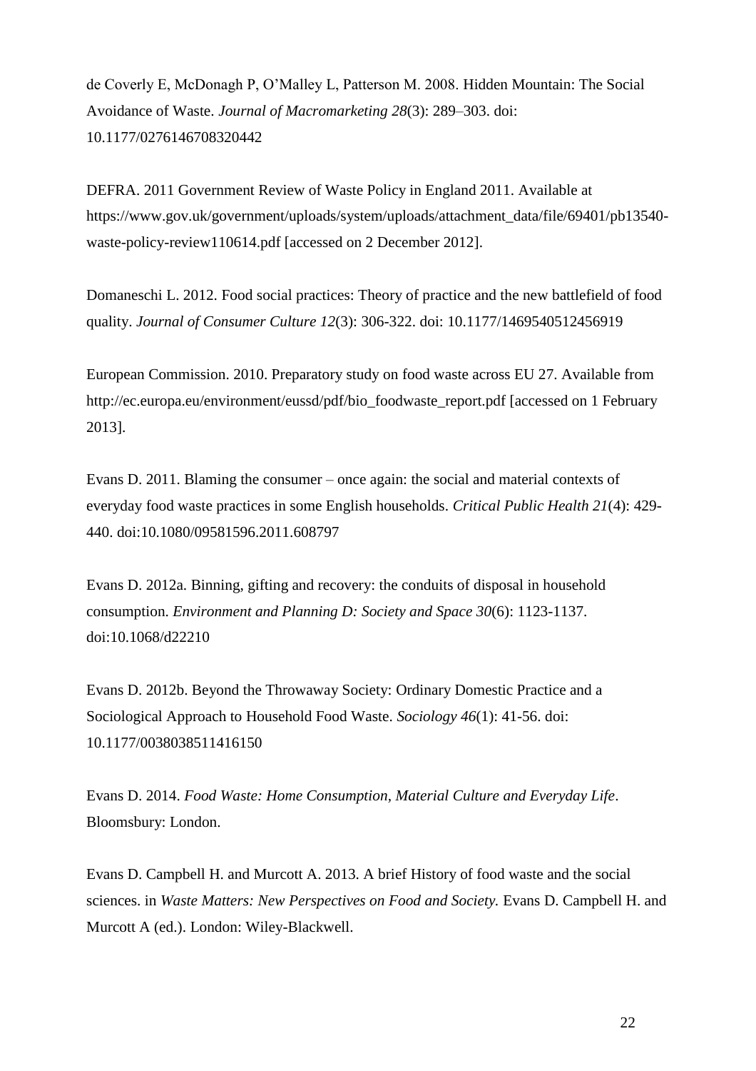de Coverly E, McDonagh P, O'Malley L, Patterson M. 2008. Hidden Mountain: The Social Avoidance of Waste. *Journal of Macromarketing 28*(3): 289–303. doi: 10.1177/0276146708320442

DEFRA. 2011 Government Review of Waste Policy in England 2011. Available at https://www.gov.uk/government/uploads/system/uploads/attachment_data/file/69401/pb13540-waste-policy-review110614.pdf [accessed on 2 December 2012].

Domaneschi L. 2012. Food social practices: Theory of practice and the new battlefield of food quality. *Journal of Consumer Culture 12*(3): 306-322. doi: 10.1177/1469540512456919

European Commission. 2010. Preparatory study on food waste across EU 27. Available from http://ec.europa.eu/environment/eussd/pdf/bio_foodwaste_report.pdf [accessed on 1 February 2013].

Evans D. 2011. Blaming the consumer – once again: the social and material contexts of everyday food waste practices in some English households. *Critical Public Health 21*(4): 429-440. doi:10.1080/09581596.2011.608797

Evans D. 2012a. Binning, gifting and recovery: the conduits of disposal in household consumption. *Environment and Planning D: Society and Space 30*(6): 1123-1137. doi:10.1068/d22210

Evans D. 2012b. Beyond the Throwaway Society: Ordinary Domestic Practice and a Sociological Approach to Household Food Waste. *Sociology 46*(1): 41-56. doi: 10.1177/0038038511416150

Evans D. 2014. *Food Waste: Home Consumption, Material Culture and Everyday Life*. Bloomsbury: London.

Evans D. Campbell H. and Murcott A. 2013. A brief History of food waste and the social sciences. in *Waste Matters: New Perspectives on Food and Society.* Evans D. Campbell H. and Murcott A (ed.). London: Wiley-Blackwell.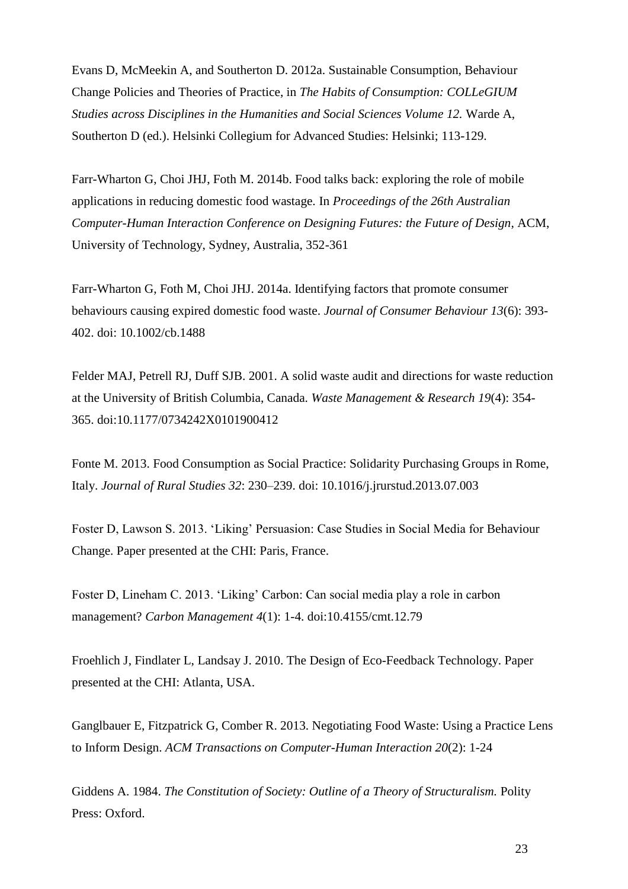Evans D, McMeekin A, and Southerton D. 2012a. Sustainable Consumption, Behaviour Change Policies and Theories of Practice, in *The Habits of Consumption: COLLeGIUM Studies across Disciplines in the Humanities and Social Sciences Volume 12.* Warde A, Southerton D (ed.). Helsinki Collegium for Advanced Studies: Helsinki; 113-129.

Farr-Wharton G, Choi JHJ, Foth M. 2014b. Food talks back: exploring the role of mobile applications in reducing domestic food wastage. In *Proceedings of the 26th Australian Computer-Human Interaction Conference on Designing Futures: the Future of Design*, ACM, University of Technology, Sydney, Australia, 352-361

Farr-Wharton G, Foth M, Choi JHJ. 2014a. Identifying factors that promote consumer behaviours causing expired domestic food waste. *Journal of Consumer Behaviour 13*(6): 393-402. doi: 10.1002/cb.1488

Felder MAJ, Petrell RJ, Duff SJB. 2001. A solid waste audit and directions for waste reduction at the University of British Columbia, Canada. *Waste Management & Research 19*(4): 354-365. doi:10.1177/0734242X0101900412

Fonte M. 2013. Food Consumption as Social Practice: Solidarity Purchasing Groups in Rome, Italy. *Journal of Rural Studies 32*: 230–239. doi: 10.1016/j.jrurstud.2013.07.003

Foster D, Lawson S. 2013. 'Liking' Persuasion: Case Studies in Social Media for Behaviour Change. Paper presented at the CHI: Paris, France.

Foster D, Lineham C. 2013. 'Liking' Carbon: Can social media play a role in carbon management? *Carbon Management 4*(1): 1-4. doi:10.4155/cmt.12.79

Froehlich J, Findlater L, Landsay J. 2010. The Design of Eco-Feedback Technology. Paper presented at the CHI: Atlanta, USA.

Ganglbauer E, Fitzpatrick G, Comber R. 2013. Negotiating Food Waste: Using a Practice Lens to Inform Design. *ACM Transactions on Computer-Human Interaction 20*(2): 1-24

Giddens A. 1984. *The Constitution of Society: Outline of a Theory of Structuralism.* Polity Press: Oxford.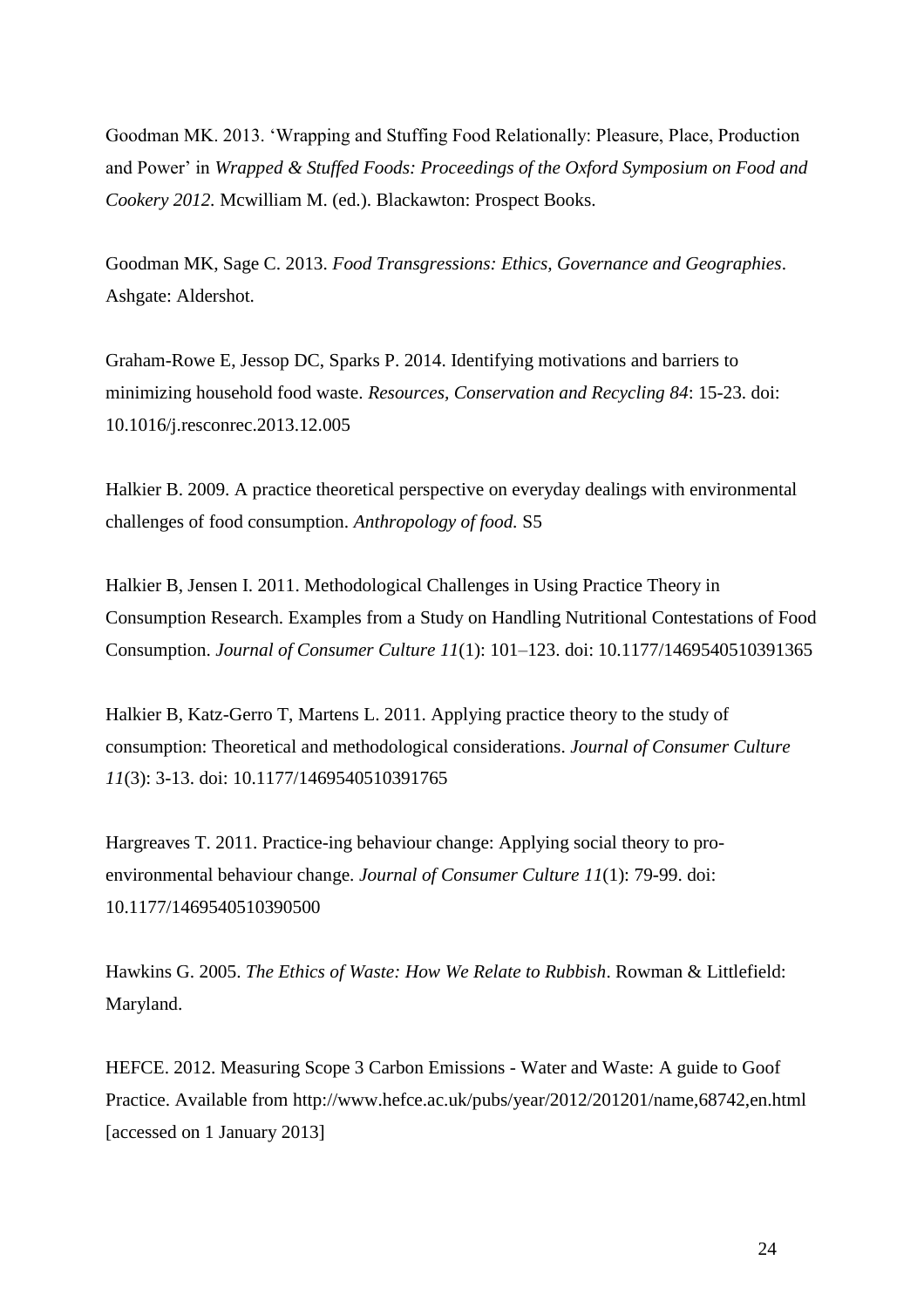Goodman MK. 2013. 'Wrapping and Stuffing Food Relationally: Pleasure, Place, Production and Power' in *Wrapped & Stuffed Foods: Proceedings of the Oxford Symposium on Food and Cookery 2012.* Mcwilliam M. (ed.). Blackawton: Prospect Books.

Goodman MK, Sage C. 2013. *Food Transgressions: Ethics, Governance and Geographies*. Ashgate: Aldershot.

Graham-Rowe E, Jessop DC, Sparks P. 2014. Identifying motivations and barriers to minimizing household food waste. *Resources, Conservation and Recycling 84*: 15-23. doi: 10.1016/j.resconrec.2013.12.005

Halkier B. 2009. A practice theoretical perspective on everyday dealings with environmental challenges of food consumption. *Anthropology of food.* S5

Halkier B, Jensen I. 2011. Methodological Challenges in Using Practice Theory in Consumption Research. Examples from a Study on Handling Nutritional Contestations of Food Consumption. *Journal of Consumer Culture 11*(1): 101–123. doi: 10.1177/1469540510391365

Halkier B, Katz-Gerro T, Martens L. 2011. Applying practice theory to the study of consumption: Theoretical and methodological considerations. *Journal of Consumer Culture 11*(3): 3-13. doi: 10.1177/1469540510391765

Hargreaves T. 2011. Practice-ing behaviour change: Applying social theory to pro-environmental behaviour change. *Journal of Consumer Culture 11*(1): 79-99. doi: 10.1177/1469540510390500

Hawkins G. 2005. *The Ethics of Waste: How We Relate to Rubbish*. Rowman & Littlefield: Maryland.

HEFCE. 2012. Measuring Scope 3 Carbon Emissions - Water and Waste: A guide to Goof Practice. Available from http://www.hefce.ac.uk/pubs/year/2012/201201/name,68742,en.html [accessed on 1 January 2013]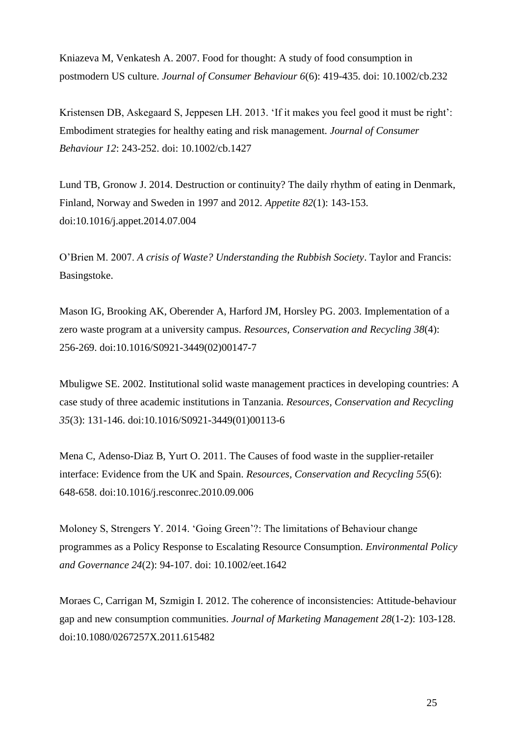Kniazeva M, Venkatesh A. 2007. Food for thought: A study of food consumption in postmodern US culture. *Journal of Consumer Behaviour 6*(6): 419-435. doi: 10.1002/cb.232

Kristensen DB, Askegaard S, Jeppesen LH. 2013. 'If it makes you feel good it must be right': Embodiment strategies for healthy eating and risk management. *Journal of Consumer Behaviour 12*: 243-252. doi: 10.1002/cb.1427

Lund TB, Gronow J. 2014. Destruction or continuity? The daily rhythm of eating in Denmark, Finland, Norway and Sweden in 1997 and 2012. *Appetite 82*(1): 143-153. doi:10.1016/j.appet.2014.07.004

O'Brien M. 2007. *A crisis of Waste? Understanding the Rubbish Society*. Taylor and Francis: Basingstoke.

Mason IG, Brooking AK, Oberender A, Harford JM, Horsley PG. 2003. Implementation of a zero waste program at a university campus. *Resources, Conservation and Recycling 38*(4): 256-269. doi:10.1016/S0921-3449(02)00147-7

Mbuligwe SE. 2002. Institutional solid waste management practices in developing countries: A case study of three academic institutions in Tanzania. *Resources, Conservation and Recycling 35*(3): 131-146. doi:10.1016/S0921-3449(01)00113-6

Mena C, Adenso-Diaz B, Yurt O. 2011. The Causes of food waste in the supplier-retailer interface: Evidence from the UK and Spain. *Resources, Conservation and Recycling 55*(6): 648-658. doi:10.1016/j.resconrec.2010.09.006

Moloney S, Strengers Y. 2014. 'Going Green'?: The limitations of Behaviour change programmes as a Policy Response to Escalating Resource Consumption. *Environmental Policy and Governance 24*(2): 94-107. doi: 10.1002/eet.1642

Moraes C, Carrigan M, Szmigin I. 2012. The coherence of inconsistencies: Attitude-behaviour gap and new consumption communities. *Journal of Marketing Management 28*(1-2): 103-128. doi:10.1080/0267257X.2011.615482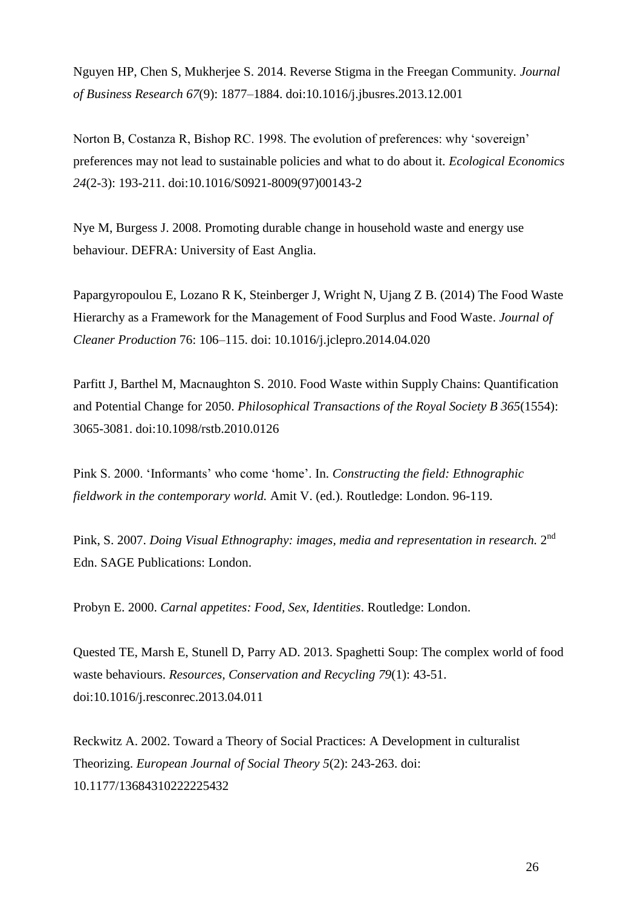Nguyen HP, Chen S, Mukherjee S. 2014. Reverse Stigma in the Freegan Community. *Journal of Business Research 67*(9): 1877–1884. doi:10.1016/j.jbusres.2013.12.001

Norton B, Costanza R, Bishop RC. 1998. The evolution of preferences: why 'sovereign' preferences may not lead to sustainable policies and what to do about it. *Ecological Economics 24*(2-3): 193-211. doi:10.1016/S0921-8009(97)00143-2

Nye M, Burgess J. 2008. Promoting durable change in household waste and energy use behaviour. DEFRA: University of East Anglia.

Papargyropoulou E, Lozano R K, Steinberger J, Wright N, Ujang Z B. (2014) The Food Waste Hierarchy as a Framework for the Management of Food Surplus and Food Waste. *Journal of Cleaner Production* 76: 106–115. doi: 10.1016/j.jclepro.2014.04.020

Parfitt J, Barthel M, Macnaughton S. 2010. Food Waste within Supply Chains: Quantification and Potential Change for 2050. *Philosophical Transactions of the Royal Society B 365*(1554): 3065-3081. doi:10.1098/rstb.2010.0126

Pink S. 2000. 'Informants' who come 'home'. In. *Constructing the field: Ethnographic fieldwork in the contemporary world.* Amit V. (ed.). Routledge: London. 96-119.

Pink, S. 2007. *Doing Visual Ethnography: images, media and representation in research.* 2nd Edn. SAGE Publications: London.

Probyn E. 2000. *Carnal appetites: Food, Sex, Identities*. Routledge: London.

Quested TE, Marsh E, Stunell D, Parry AD. 2013. Spaghetti Soup: The complex world of food waste behaviours. *Resources, Conservation and Recycling 79*(1): 43-51. doi:10.1016/j.resconrec.2013.04.011

Reckwitz A. 2002. Toward a Theory of Social Practices: A Development in culturalist Theorizing. *European Journal of Social Theory 5*(2): 243-263. doi: 10.1177/13684310222225432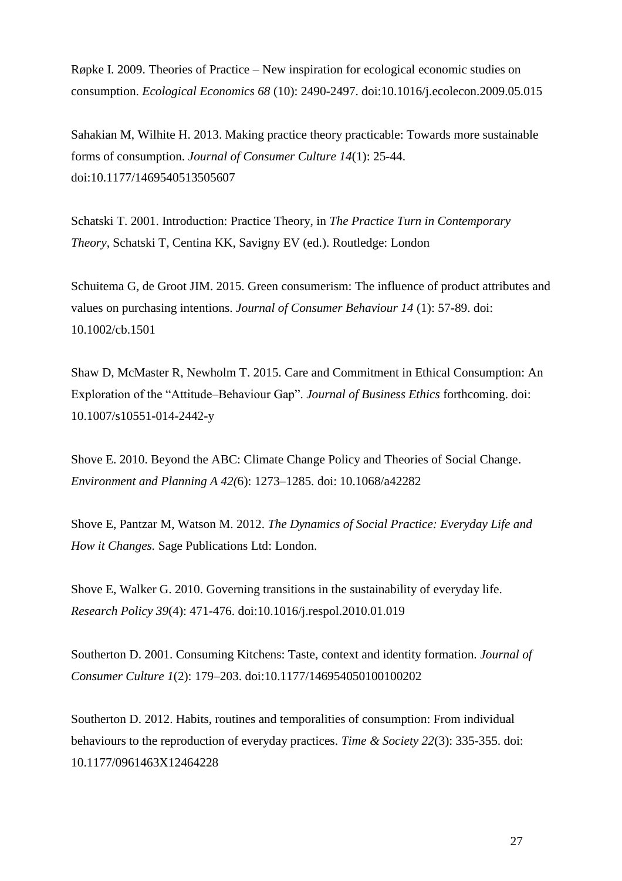Røpke I. 2009. Theories of Practice – New inspiration for ecological economic studies on consumption. *Ecological Economics 68* (10): 2490-2497. doi:10.1016/j.ecolecon.2009.05.015

Sahakian M, Wilhite H. 2013. Making practice theory practicable: Towards more sustainable forms of consumption. *Journal of Consumer Culture 14*(1): 25-44. doi:10.1177/1469540513505607

Schatski T. 2001. Introduction: Practice Theory, in *The Practice Turn in Contemporary Theory*, Schatski T, Centina KK, Savigny EV (ed.). Routledge: London

Schuitema G, de Groot JIM. 2015. Green consumerism: The influence of product attributes and values on purchasing intentions. *Journal of Consumer Behaviour 14* (1): 57-89. doi: 10.1002/cb.1501

Shaw D, McMaster R, Newholm T. 2015. Care and Commitment in Ethical Consumption: An Exploration of the "Attitude–Behaviour Gap". *Journal of Business Ethics* forthcoming. doi: 10.1007/s10551-014-2442-y

Shove E. 2010. Beyond the ABC: Climate Change Policy and Theories of Social Change. *Environment and Planning A 42(*6): 1273–1285. doi: 10.1068/a42282

Shove E, Pantzar M, Watson M. 2012. *The Dynamics of Social Practice: Everyday Life and How it Changes.* Sage Publications Ltd: London.

Shove E, Walker G. 2010. Governing transitions in the sustainability of everyday life. *Research Policy 39*(4): 471-476. doi:10.1016/j.respol.2010.01.019

Southerton D. 2001. Consuming Kitchens: Taste, context and identity formation. *Journal of Consumer Culture 1*(2): 179–203. doi:10.1177/146954050100100202

Southerton D. 2012. Habits, routines and temporalities of consumption: From individual behaviours to the reproduction of everyday practices. *Time & Society 22*(3): 335-355. doi: 10.1177/0961463X12464228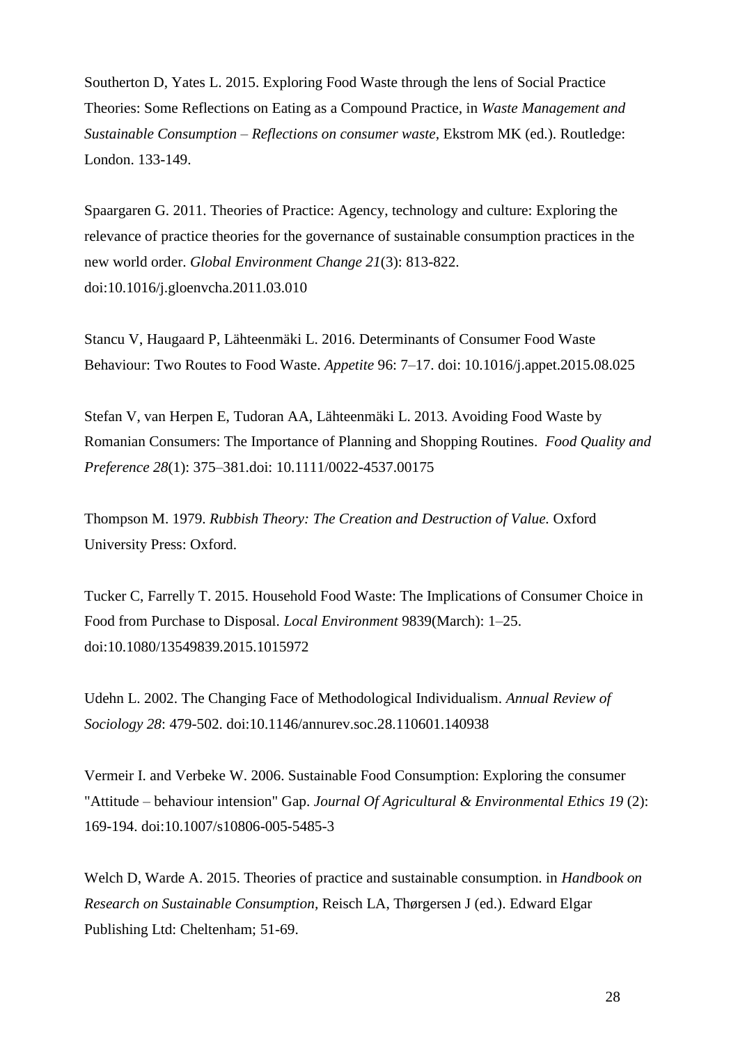Southerton D, Yates L. 2015. Exploring Food Waste through the lens of Social Practice Theories: Some Reflections on Eating as a Compound Practice, in *Waste Management and Sustainable Consumption – Reflections on consumer waste,* Ekstrom MK (ed.). Routledge: London. 133-149.

Spaargaren G. 2011. Theories of Practice: Agency, technology and culture: Exploring the relevance of practice theories for the governance of sustainable consumption practices in the new world order. *Global Environment Change 21*(3): 813-822. doi:10.1016/j.gloenvcha.2011.03.010

Stancu V, Haugaard P, Lähteenmäki L. 2016. Determinants of Consumer Food Waste Behaviour: Two Routes to Food Waste. *Appetite* 96: 7–17. doi: 10.1016/j.appet.2015.08.025

Stefan V, van Herpen E, Tudoran AA, Lähteenmäki L. 2013. Avoiding Food Waste by Romanian Consumers: The Importance of Planning and Shopping Routines. *Food Quality and Preference 28*(1): 375–381.doi: 10.1111/0022-4537.00175

Thompson M. 1979. *Rubbish Theory: The Creation and Destruction of Value.* Oxford University Press: Oxford.

Tucker C, Farrelly T. 2015. Household Food Waste: The Implications of Consumer Choice in Food from Purchase to Disposal. *Local Environment* 9839(March): 1–25. doi:10.1080/13549839.2015.1015972

Udehn L. 2002. The Changing Face of Methodological Individualism. *Annual Review of Sociology 28*: 479-502. doi:10.1146/annurev.soc.28.110601.140938

Vermeir I. and Verbeke W. 2006. Sustainable Food Consumption: Exploring the consumer "Attitude – behaviour intension" Gap. *Journal Of Agricultural & Environmental Ethics 19* (2): 169-194. doi:10.1007/s10806-005-5485-3

Welch D, Warde A. 2015. Theories of practice and sustainable consumption. in *Handbook on Research on Sustainable Consumption,* Reisch LA, Thørgersen J (ed.). Edward Elgar Publishing Ltd: Cheltenham; 51-69.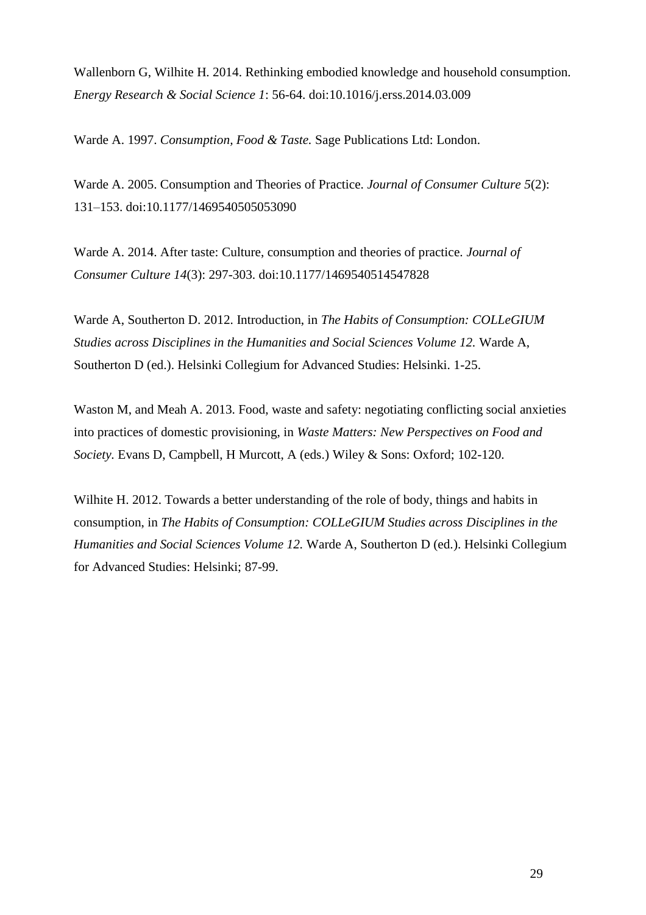Wallenborn G, Wilhite H. 2014. Rethinking embodied knowledge and household consumption. *Energy Research & Social Science 1*: 56-64. doi:10.1016/j.erss.2014.03.009

Warde A. 1997. *Consumption, Food & Taste.* Sage Publications Ltd: London.

Warde A. 2005. Consumption and Theories of Practice. *Journal of Consumer Culture 5*(2): 131–153. doi:10.1177/1469540505053090

Warde A. 2014. After taste: Culture, consumption and theories of practice. *Journal of Consumer Culture 14*(3): 297-303. doi:10.1177/1469540514547828

Warde A, Southerton D. 2012. Introduction, in *The Habits of Consumption: COLLeGIUM Studies across Disciplines in the Humanities and Social Sciences Volume 12.* Warde A, Southerton D (ed.). Helsinki Collegium for Advanced Studies: Helsinki. 1-25.

Waston M, and Meah A. 2013. Food, waste and safety: negotiating conflicting social anxieties into practices of domestic provisioning, in *Waste Matters: New Perspectives on Food and Society.* Evans D, Campbell, H Murcott, A (eds.) Wiley & Sons: Oxford; 102-120.

Wilhite H. 2012. Towards a better understanding of the role of body, things and habits in consumption, in *The Habits of Consumption: COLLeGIUM Studies across Disciplines in the Humanities and Social Sciences Volume 12.* Warde A, Southerton D (ed.). Helsinki Collegium for Advanced Studies: Helsinki; 87-99.